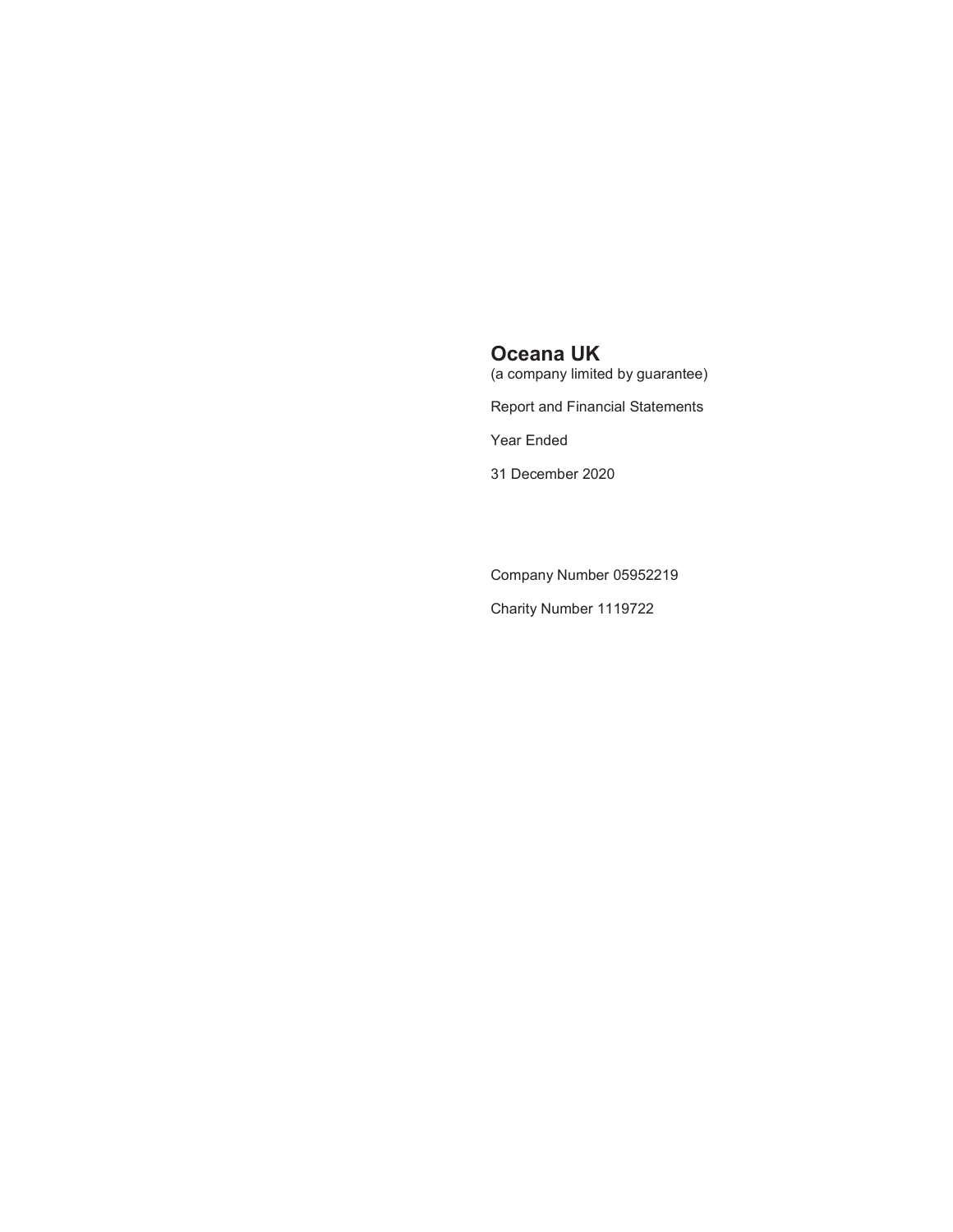# Oceana UK

(a company limited by guarantee)

Report and Financial Statements

Year Ended

31 December 2020

Company Number 05952219

Charity Number 1119722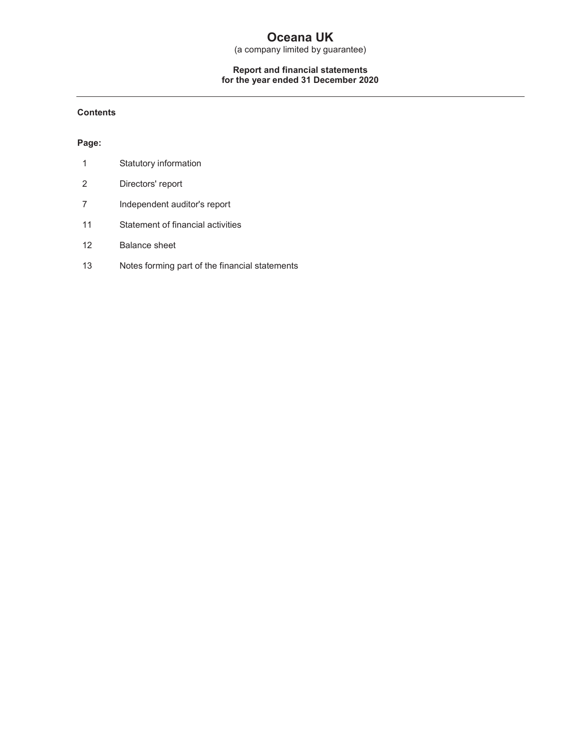# Oceana UK

(a company limited by guarantee)

**Report and financial statements**
**for the year ended 31 December 2020**

---

**Contents**

**Page:**

| Page | Section |
|---|---|
| 1 | Statutory information |
| 2 | Directors' report |
| 7 | Independent auditor's report |
| 11 | Statement of financial activities |
| 12 | Balance sheet |
| 13 | Notes forming part of the financial statements |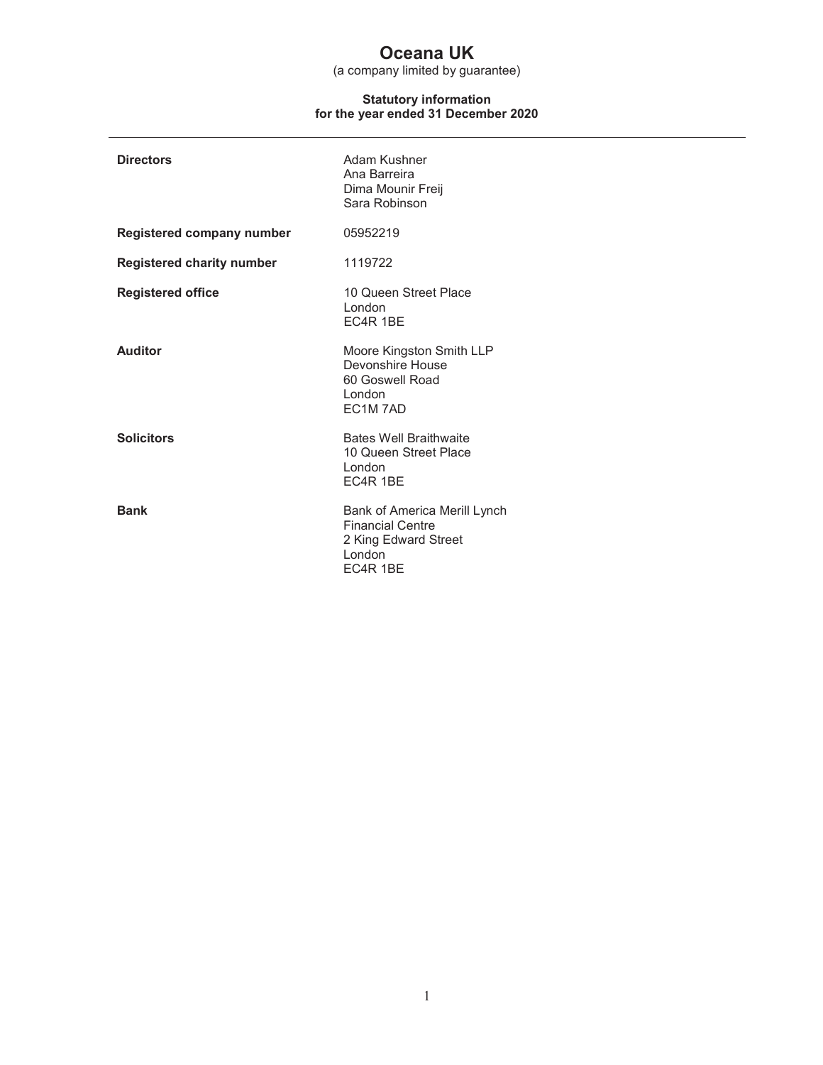# Oceana UK

(a company limited by guarantee)

## Statutory information
## for the year ended 31 December 2020

---

| | |
|---|---|
| **Directors** | Adam Kushner<br>Ana Barreira<br>Dima Mounir Freij<br>Sara Robinson |
| **Registered company number** | 05952219 |
| **Registered charity number** | 1119722 |
| **Registered office** | 10 Queen Street Place<br>London<br>EC4R 1BE |
| **Auditor** | Moore Kingston Smith LLP<br>Devonshire House<br>60 Goswell Road<br>London<br>EC1M 7AD |
| **Solicitors** | Bates Well Braithwaite<br>10 Queen Street Place<br>London<br>EC4R 1BE |
| **Bank** | Bank of America Merill Lynch<br>Financial Centre<br>2 King Edward Street<br>London<br>EC4R 1BE |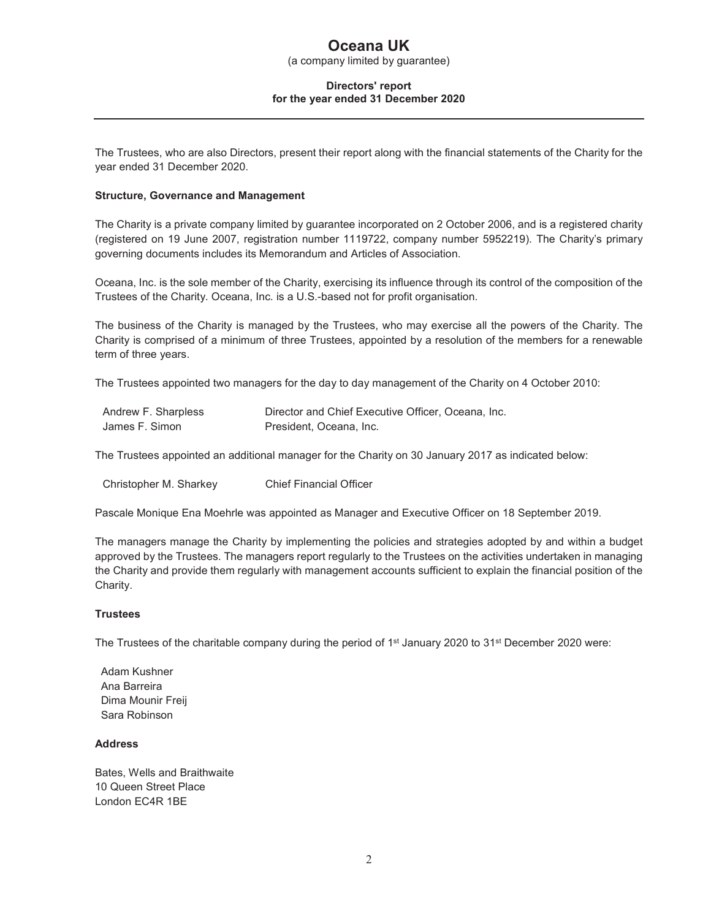# Oceana UK

(a company limited by guarantee)

**Directors' report**
**for the year ended 31 December 2020**

---

The Trustees, who are also Directors, present their report along with the financial statements of the Charity for the year ended 31 December 2020.

**Structure, Governance and Management**

The Charity is a private company limited by guarantee incorporated on 2 October 2006, and is a registered charity (registered on 19 June 2007, registration number 1119722, company number 5952219). The Charity's primary governing documents includes its Memorandum and Articles of Association.

Oceana, Inc. is the sole member of the Charity, exercising its influence through its control of the composition of the Trustees of the Charity. Oceana, Inc. is a U.S.-based not for profit organisation.

The business of the Charity is managed by the Trustees, who may exercise all the powers of the Charity. The Charity is comprised of a minimum of three Trustees, appointed by a resolution of the members for a renewable term of three years.

The Trustees appointed two managers for the day to day management of the Charity on 4 October 2010:

| | |
|---|---|
| Andrew F. Sharpless | Director and Chief Executive Officer, Oceana, Inc. |
| James F. Simon | President, Oceana, Inc. |

The Trustees appointed an additional manager for the Charity on 30 January 2017 as indicated below:

| | |
|---|---|
| Christopher M. Sharkey | Chief Financial Officer |

Pascale Monique Ena Moehrle was appointed as Manager and Executive Officer on 18 September 2019.

The managers manage the Charity by implementing the policies and strategies adopted by and within a budget approved by the Trustees. The managers report regularly to the Trustees on the activities undertaken in managing the Charity and provide them regularly with management accounts sufficient to explain the financial position of the Charity.

**Trustees**

The Trustees of the charitable company during the period of 1st January 2020 to 31st December 2020 were:

Adam Kushner
Ana Barreira
Dima Mounir Freij
Sara Robinson

**Address**

Bates, Wells and Braithwaite
10 Queen Street Place
London EC4R 1BE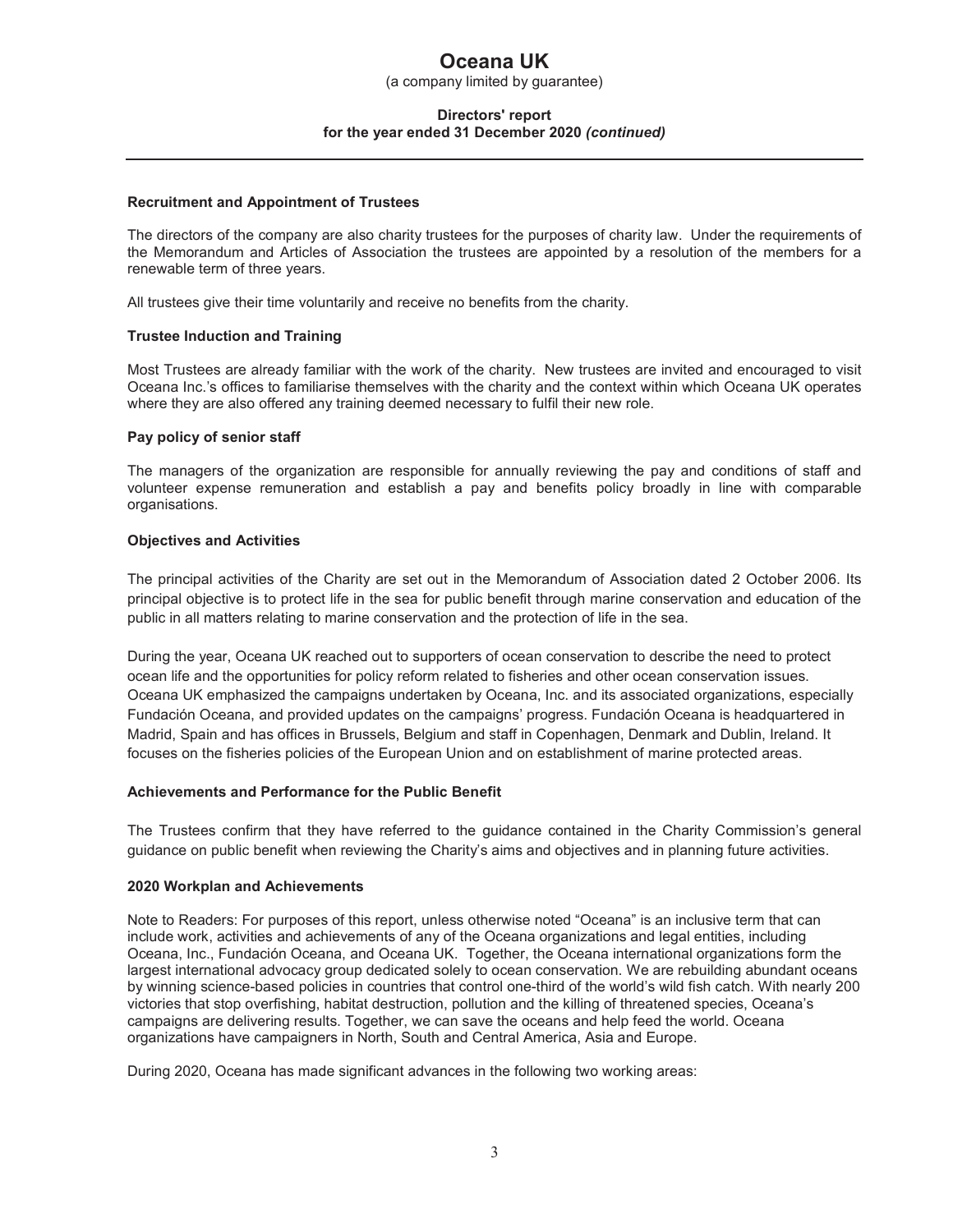#### Recruitment and Appointment of Trustees

The directors of the company are also charity trustees for the purposes of charity law. Under the requirements of the Memorandum and Articles of Association the trustees are appointed by a resolution of the members for a renewable term of three years.

All trustees give their time voluntarily and receive no benefits from the charity.

#### Trustee Induction and Training

Most Trustees are already familiar with the work of the charity. New trustees are invited and encouraged to visit Oceana Inc.'s offices to familiarise themselves with the charity and the context within which Oceana UK operates where they are also offered any training deemed necessary to fulfil their new role.

#### Pay policy of senior staff

The managers of the organization are responsible for annually reviewing the pay and conditions of staff and volunteer expense remuneration and establish a pay and benefits policy broadly in line with comparable organisations.

#### Objectives and Activities

The principal activities of the Charity are set out in the Memorandum of Association dated 2 October 2006. Its principal objective is to protect life in the sea for public benefit through marine conservation and education of the public in all matters relating to marine conservation and the protection of life in the sea.

During the year, Oceana UK reached out to supporters of ocean conservation to describe the need to protect ocean life and the opportunities for policy reform related to fisheries and other ocean conservation issues. Oceana UK emphasized the campaigns undertaken by Oceana, Inc. and its associated organizations, especially Fundación Oceana, and provided updates on the campaigns' progress. Fundación Oceana is headquartered in Madrid, Spain and has offices in Brussels, Belgium and staff in Copenhagen, Denmark and Dublin, Ireland. It focuses on the fisheries policies of the European Union and on establishment of marine protected areas.

#### Achievements and Performance for the Public Benefit

The Trustees confirm that they have referred to the guidance contained in the Charity Commission's general guidance on public benefit when reviewing the Charity's aims and objectives and in planning future activities.

#### 2020 Workplan and Achievements

Note to Readers: For purposes of this report, unless otherwise noted "Oceana" is an inclusive term that can include work, activities and achievements of any of the Oceana organizations and legal entities, including Oceana, Inc., Fundación Oceana, and Oceana UK. Together, the Oceana international organizations form the largest international advocacy group dedicated solely to ocean conservation. We are rebuilding abundant oceans by winning science-based policies in countries that control one-third of the world's wild fish catch. With nearly 200 victories that stop overfishing, habitat destruction, pollution and the killing of threatened species, Oceana's campaigns are delivering results. Together, we can save the oceans and help feed the world. Oceana organizations have campaigners in North, South and Central America, Asia and Europe.

During 2020, Oceana has made significant advances in the following two working areas: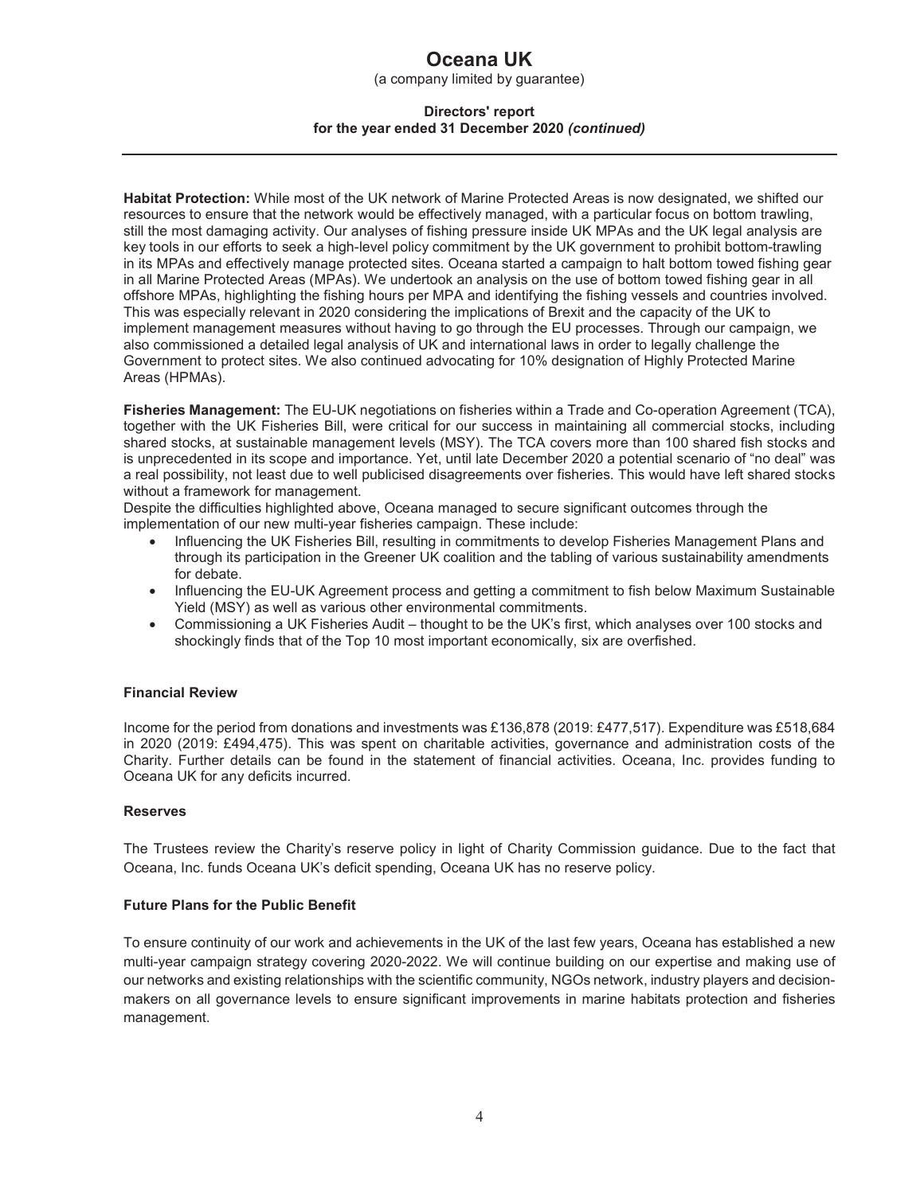**Habitat Protection:** While most of the UK network of Marine Protected Areas is now designated, we shifted our resources to ensure that the network would be effectively managed, with a particular focus on bottom trawling, still the most damaging activity. Our analyses of fishing pressure inside UK MPAs and the UK legal analysis are key tools in our efforts to seek a high-level policy commitment by the UK government to prohibit bottom-trawling in its MPAs and effectively manage protected sites. Oceana started a campaign to halt bottom towed fishing gear in all Marine Protected Areas (MPAs). We undertook an analysis on the use of bottom towed fishing gear in all offshore MPAs, highlighting the fishing hours per MPA and identifying the fishing vessels and countries involved. This was especially relevant in 2020 considering the implications of Brexit and the capacity of the UK to implement management measures without having to go through the EU processes. Through our campaign, we also commissioned a detailed legal analysis of UK and international laws in order to legally challenge the Government to protect sites. We also continued advocating for 10% designation of Highly Protected Marine Areas (HPMAs).

**Fisheries Management:** The EU-UK negotiations on fisheries within a Trade and Co-operation Agreement (TCA), together with the UK Fisheries Bill, were critical for our success in maintaining all commercial stocks, including shared stocks, at sustainable management levels (MSY). The TCA covers more than 100 shared fish stocks and is unprecedented in its scope and importance. Yet, until late December 2020 a potential scenario of "no deal" was a real possibility, not least due to well publicised disagreements over fisheries. This would have left shared stocks without a framework for management.

Despite the difficulties highlighted above, Oceana managed to secure significant outcomes through the implementation of our new multi-year fisheries campaign. These include:

- Influencing the UK Fisheries Bill, resulting in commitments to develop Fisheries Management Plans and through its participation in the Greener UK coalition and the tabling of various sustainability amendments for debate.
- Influencing the EU-UK Agreement process and getting a commitment to fish below Maximum Sustainable Yield (MSY) as well as various other environmental commitments.
- Commissioning a UK Fisheries Audit – thought to be the UK's first, which analyses over 100 stocks and shockingly finds that of the Top 10 most important economically, six are overfished.

### Financial Review

Income for the period from donations and investments was £136,878 (2019: £477,517). Expenditure was £518,684 in 2020 (2019: £494,475). This was spent on charitable activities, governance and administration costs of the Charity. Further details can be found in the statement of financial activities. Oceana, Inc. provides funding to Oceana UK for any deficits incurred.

### Reserves

The Trustees review the Charity's reserve policy in light of Charity Commission guidance. Due to the fact that Oceana, Inc. funds Oceana UK's deficit spending, Oceana UK has no reserve policy.

### Future Plans for the Public Benefit

To ensure continuity of our work and achievements in the UK of the last few years, Oceana has established a new multi-year campaign strategy covering 2020-2022. We will continue building on our expertise and making use of our networks and existing relationships with the scientific community, NGOs network, industry players and decision-makers on all governance levels to ensure significant improvements in marine habitats protection and fisheries management.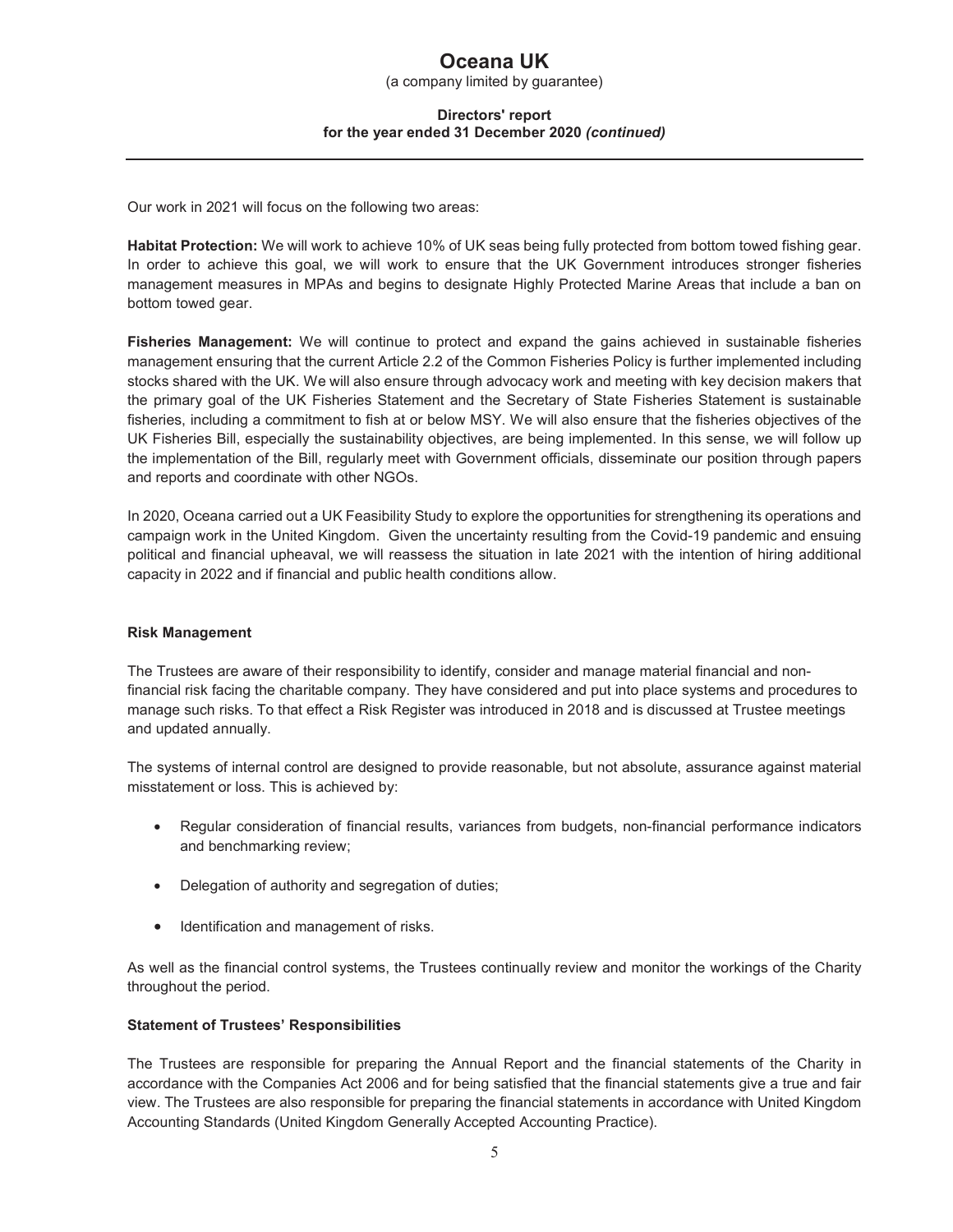Our work in 2021 will focus on the following two areas:

**Habitat Protection:** We will work to achieve 10% of UK seas being fully protected from bottom towed fishing gear. In order to achieve this goal, we will work to ensure that the UK Government introduces stronger fisheries management measures in MPAs and begins to designate Highly Protected Marine Areas that include a ban on bottom towed gear.

**Fisheries Management:** We will continue to protect and expand the gains achieved in sustainable fisheries management ensuring that the current Article 2.2 of the Common Fisheries Policy is further implemented including stocks shared with the UK. We will also ensure through advocacy work and meeting with key decision makers that the primary goal of the UK Fisheries Statement and the Secretary of State Fisheries Statement is sustainable fisheries, including a commitment to fish at or below MSY. We will also ensure that the fisheries objectives of the UK Fisheries Bill, especially the sustainability objectives, are being implemented. In this sense, we will follow up the implementation of the Bill, regularly meet with Government officials, disseminate our position through papers and reports and coordinate with other NGOs.

In 2020, Oceana carried out a UK Feasibility Study to explore the opportunities for strengthening its operations and campaign work in the United Kingdom. Given the uncertainty resulting from the Covid-19 pandemic and ensuing political and financial upheaval, we will reassess the situation in late 2021 with the intention of hiring additional capacity in 2022 and if financial and public health conditions allow.

### Risk Management

The Trustees are aware of their responsibility to identify, consider and manage material financial and non-financial risk facing the charitable company. They have considered and put into place systems and procedures to manage such risks. To that effect a Risk Register was introduced in 2018 and is discussed at Trustee meetings and updated annually.

The systems of internal control are designed to provide reasonable, but not absolute, assurance against material misstatement or loss. This is achieved by:

- Regular consideration of financial results, variances from budgets, non-financial performance indicators and benchmarking review;
- Delegation of authority and segregation of duties;
- Identification and management of risks.

As well as the financial control systems, the Trustees continually review and monitor the workings of the Charity throughout the period.

### Statement of Trustees' Responsibilities

The Trustees are responsible for preparing the Annual Report and the financial statements of the Charity in accordance with the Companies Act 2006 and for being satisfied that the financial statements give a true and fair view. The Trustees are also responsible for preparing the financial statements in accordance with United Kingdom Accounting Standards (United Kingdom Generally Accepted Accounting Practice).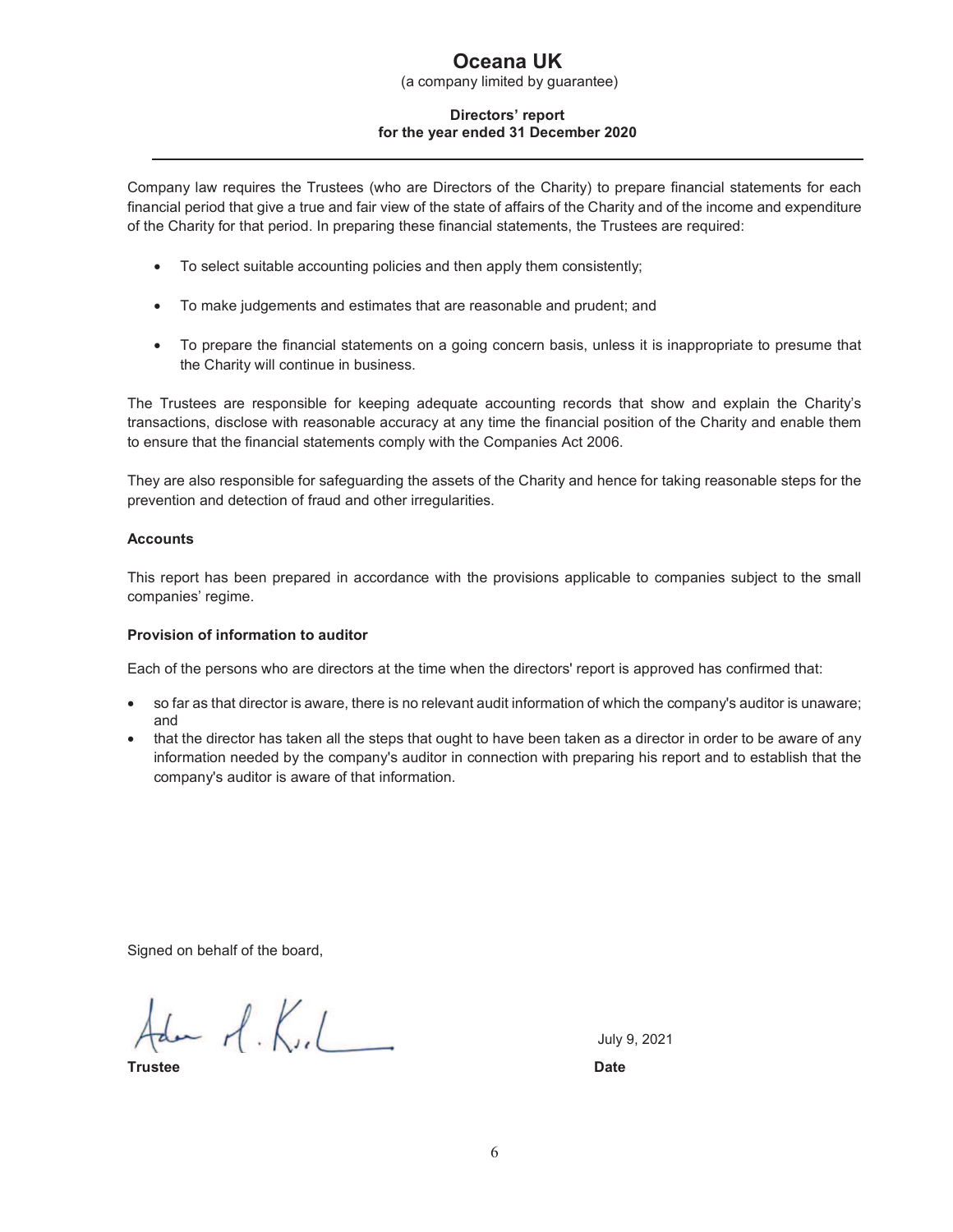# Oceana UK

(a company limited by guarantee)

**Directors' report**
**for the year ended 31 December 2020**

Company law requires the Trustees (who are Directors of the Charity) to prepare financial statements for each financial period that give a true and fair view of the state of affairs of the Charity and of the income and expenditure of the Charity for that period. In preparing these financial statements, the Trustees are required:

- To select suitable accounting policies and then apply them consistently;
- To make judgements and estimates that are reasonable and prudent; and
- To prepare the financial statements on a going concern basis, unless it is inappropriate to presume that the Charity will continue in business.

The Trustees are responsible for keeping adequate accounting records that show and explain the Charity's transactions, disclose with reasonable accuracy at any time the financial position of the Charity and enable them to ensure that the financial statements comply with the Companies Act 2006.

They are also responsible for safeguarding the assets of the Charity and hence for taking reasonable steps for the prevention and detection of fraud and other irregularities.

### Accounts

This report has been prepared in accordance with the provisions applicable to companies subject to the small companies' regime.

### Provision of information to auditor

Each of the persons who are directors at the time when the directors' report is approved has confirmed that:

- so far as that director is aware, there is no relevant audit information of which the company's auditor is unaware; and
- that the director has taken all the steps that ought to have been taken as a director in order to be aware of any information needed by the company's auditor in connection with preparing his report and to establish that the company's auditor is aware of that information.

Signed on behalf of the board,

**Trustee** — July 9, 2021 (**Date**)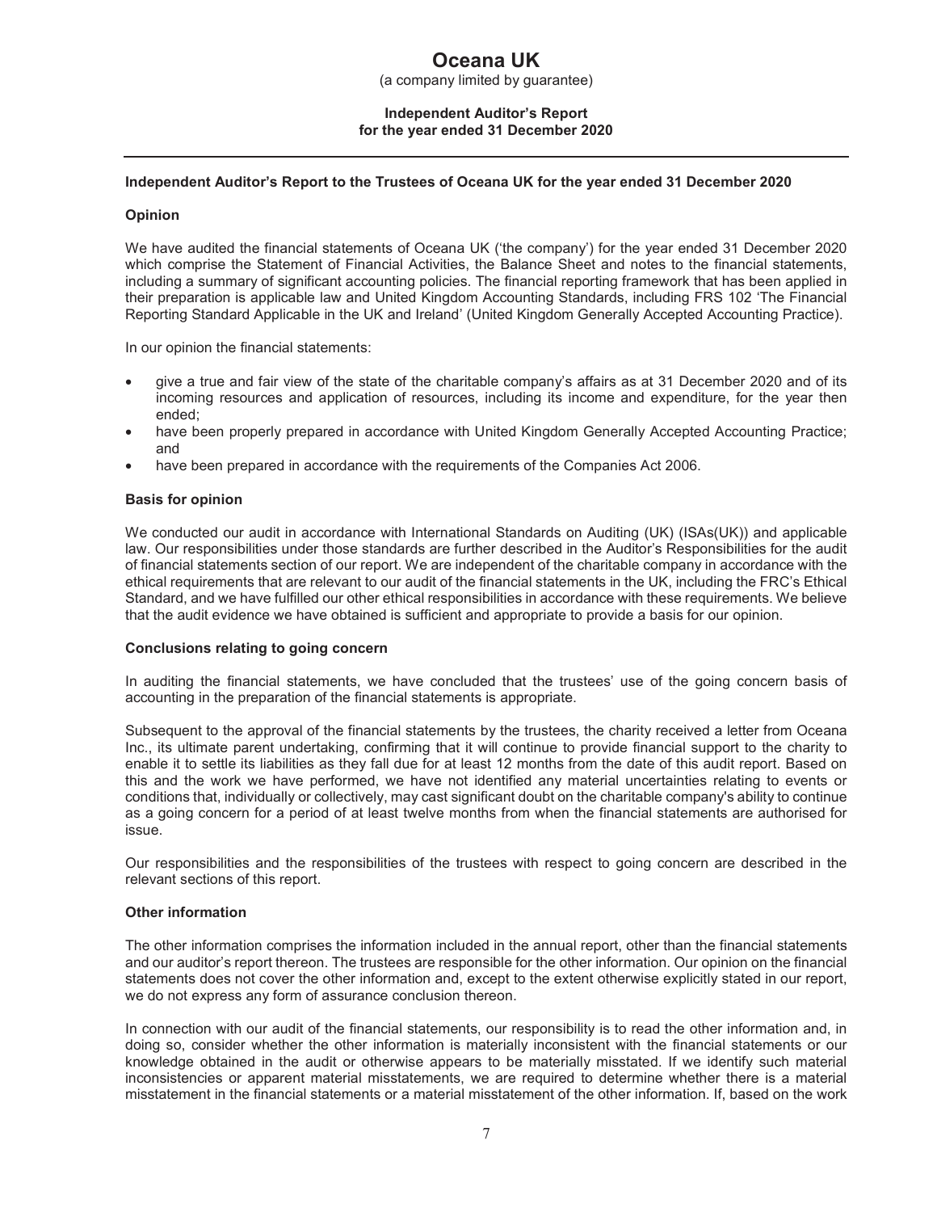# Oceana UK

(a company limited by guarantee)

**Independent Auditor's Report**
**for the year ended 31 December 2020**

---

**Independent Auditor's Report to the Trustees of Oceana UK for the year ended 31 December 2020**

**Opinion**

We have audited the financial statements of Oceana UK ('the company') for the year ended 31 December 2020 which comprise the Statement of Financial Activities, the Balance Sheet and notes to the financial statements, including a summary of significant accounting policies. The financial reporting framework that has been applied in their preparation is applicable law and United Kingdom Accounting Standards, including FRS 102 'The Financial Reporting Standard Applicable in the UK and Ireland' (United Kingdom Generally Accepted Accounting Practice).

In our opinion the financial statements:

- give a true and fair view of the state of the charitable company's affairs as at 31 December 2020 and of its incoming resources and application of resources, including its income and expenditure, for the year then ended;
- have been properly prepared in accordance with United Kingdom Generally Accepted Accounting Practice; and
- have been prepared in accordance with the requirements of the Companies Act 2006.

**Basis for opinion**

We conducted our audit in accordance with International Standards on Auditing (UK) (ISAs(UK)) and applicable law. Our responsibilities under those standards are further described in the Auditor's Responsibilities for the audit of financial statements section of our report. We are independent of the charitable company in accordance with the ethical requirements that are relevant to our audit of the financial statements in the UK, including the FRC's Ethical Standard, and we have fulfilled our other ethical responsibilities in accordance with these requirements. We believe that the audit evidence we have obtained is sufficient and appropriate to provide a basis for our opinion.

**Conclusions relating to going concern**

In auditing the financial statements, we have concluded that the trustees' use of the going concern basis of accounting in the preparation of the financial statements is appropriate.

Subsequent to the approval of the financial statements by the trustees, the charity received a letter from Oceana Inc., its ultimate parent undertaking, confirming that it will continue to provide financial support to the charity to enable it to settle its liabilities as they fall due for at least 12 months from the date of this audit report. Based on this and the work we have performed, we have not identified any material uncertainties relating to events or conditions that, individually or collectively, may cast significant doubt on the charitable company's ability to continue as a going concern for a period of at least twelve months from when the financial statements are authorised for issue.

Our responsibilities and the responsibilities of the trustees with respect to going concern are described in the relevant sections of this report.

**Other information**

The other information comprises the information included in the annual report, other than the financial statements and our auditor's report thereon. The trustees are responsible for the other information. Our opinion on the financial statements does not cover the other information and, except to the extent otherwise explicitly stated in our report, we do not express any form of assurance conclusion thereon.

In connection with our audit of the financial statements, our responsibility is to read the other information and, in doing so, consider whether the other information is materially inconsistent with the financial statements or our knowledge obtained in the audit or otherwise appears to be materially misstated. If we identify such material inconsistencies or apparent material misstatements, we are required to determine whether there is a material misstatement in the financial statements or a material misstatement of the other information. If, based on the work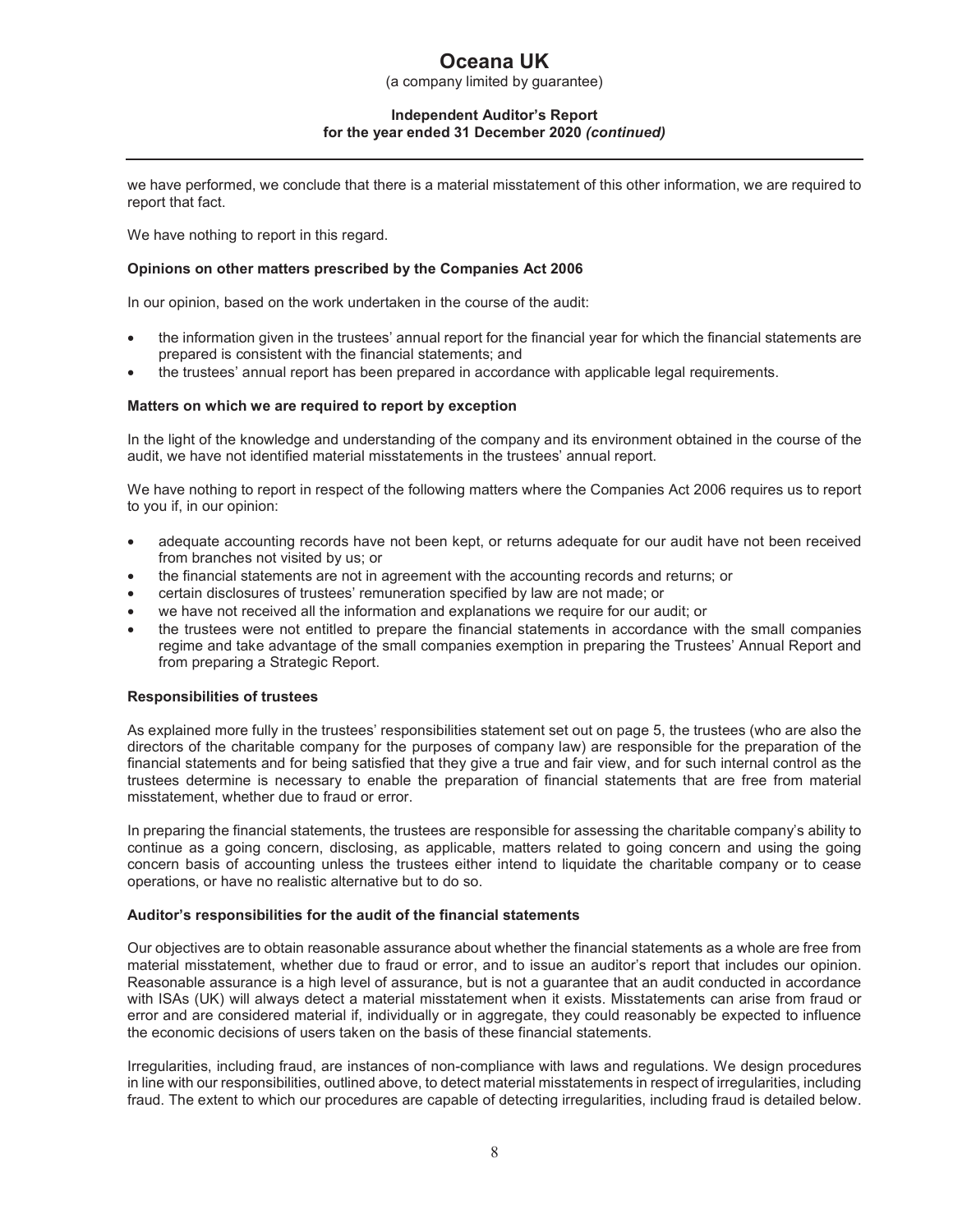we have performed, we conclude that there is a material misstatement of this other information, we are required to report that fact.

We have nothing to report in this regard.

**Opinions on other matters prescribed by the Companies Act 2006**

In our opinion, based on the work undertaken in the course of the audit:

- the information given in the trustees' annual report for the financial year for which the financial statements are prepared is consistent with the financial statements; and
- the trustees' annual report has been prepared in accordance with applicable legal requirements.

**Matters on which we are required to report by exception**

In the light of the knowledge and understanding of the company and its environment obtained in the course of the audit, we have not identified material misstatements in the trustees' annual report.

We have nothing to report in respect of the following matters where the Companies Act 2006 requires us to report to you if, in our opinion:

- adequate accounting records have not been kept, or returns adequate for our audit have not been received from branches not visited by us; or
- the financial statements are not in agreement with the accounting records and returns; or
- certain disclosures of trustees' remuneration specified by law are not made; or
- we have not received all the information and explanations we require for our audit; or
- the trustees were not entitled to prepare the financial statements in accordance with the small companies regime and take advantage of the small companies exemption in preparing the Trustees' Annual Report and from preparing a Strategic Report.

**Responsibilities of trustees**

As explained more fully in the trustees' responsibilities statement set out on page 5, the trustees (who are also the directors of the charitable company for the purposes of company law) are responsible for the preparation of the financial statements and for being satisfied that they give a true and fair view, and for such internal control as the trustees determine is necessary to enable the preparation of financial statements that are free from material misstatement, whether due to fraud or error.

In preparing the financial statements, the trustees are responsible for assessing the charitable company's ability to continue as a going concern, disclosing, as applicable, matters related to going concern and using the going concern basis of accounting unless the trustees either intend to liquidate the charitable company or to cease operations, or have no realistic alternative but to do so.

**Auditor's responsibilities for the audit of the financial statements**

Our objectives are to obtain reasonable assurance about whether the financial statements as a whole are free from material misstatement, whether due to fraud or error, and to issue an auditor's report that includes our opinion. Reasonable assurance is a high level of assurance, but is not a guarantee that an audit conducted in accordance with ISAs (UK) will always detect a material misstatement when it exists. Misstatements can arise from fraud or error and are considered material if, individually or in aggregate, they could reasonably be expected to influence the economic decisions of users taken on the basis of these financial statements.

Irregularities, including fraud, are instances of non-compliance with laws and regulations. We design procedures in line with our responsibilities, outlined above, to detect material misstatements in respect of irregularities, including fraud. The extent to which our procedures are capable of detecting irregularities, including fraud is detailed below.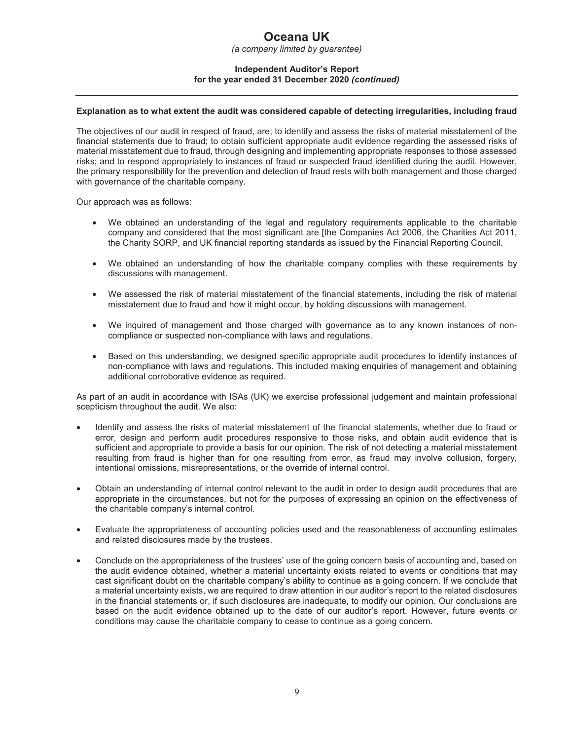**Explanation as to what extent the audit was considered capable of detecting irregularities, including fraud**

The objectives of our audit in respect of fraud, are; to identify and assess the risks of material misstatement of the financial statements due to fraud; to obtain sufficient appropriate audit evidence regarding the assessed risks of material misstatement due to fraud, through designing and implementing appropriate responses to those assessed risks; and to respond appropriately to instances of fraud or suspected fraud identified during the audit. However, the primary responsibility for the prevention and detection of fraud rests with both management and those charged with governance of the charitable company.

Our approach was as follows:

- We obtained an understanding of the legal and regulatory requirements applicable to the charitable company and considered that the most significant are [the Companies Act 2006, the Charities Act 2011, the Charity SORP, and UK financial reporting standards as issued by the Financial Reporting Council.
- We obtained an understanding of how the charitable company complies with these requirements by discussions with management.
- We assessed the risk of material misstatement of the financial statements, including the risk of material misstatement due to fraud and how it might occur, by holding discussions with management.
- We inquired of management and those charged with governance as to any known instances of non-compliance or suspected non-compliance with laws and regulations.
- Based on this understanding, we designed specific appropriate audit procedures to identify instances of non-compliance with laws and regulations. This included making enquiries of management and obtaining additional corroborative evidence as required.

As part of an audit in accordance with ISAs (UK) we exercise professional judgement and maintain professional scepticism throughout the audit. We also:

- Identify and assess the risks of material misstatement of the financial statements, whether due to fraud or error, design and perform audit procedures responsive to those risks, and obtain audit evidence that is sufficient and appropriate to provide a basis for our opinion. The risk of not detecting a material misstatement resulting from fraud is higher than for one resulting from error, as fraud may involve collusion, forgery, intentional omissions, misrepresentations, or the override of internal control.
- Obtain an understanding of internal control relevant to the audit in order to design audit procedures that are appropriate in the circumstances, but not for the purposes of expressing an opinion on the effectiveness of the charitable company's internal control.
- Evaluate the appropriateness of accounting policies used and the reasonableness of accounting estimates and related disclosures made by the trustees.
- Conclude on the appropriateness of the trustees' use of the going concern basis of accounting and, based on the audit evidence obtained, whether a material uncertainty exists related to events or conditions that may cast significant doubt on the charitable company's ability to continue as a going concern. If we conclude that a material uncertainty exists, we are required to draw attention in our auditor's report to the related disclosures in the financial statements or, if such disclosures are inadequate, to modify our opinion. Our conclusions are based on the audit evidence obtained up to the date of our auditor's report. However, future events or conditions may cause the charitable company to cease to continue as a going concern.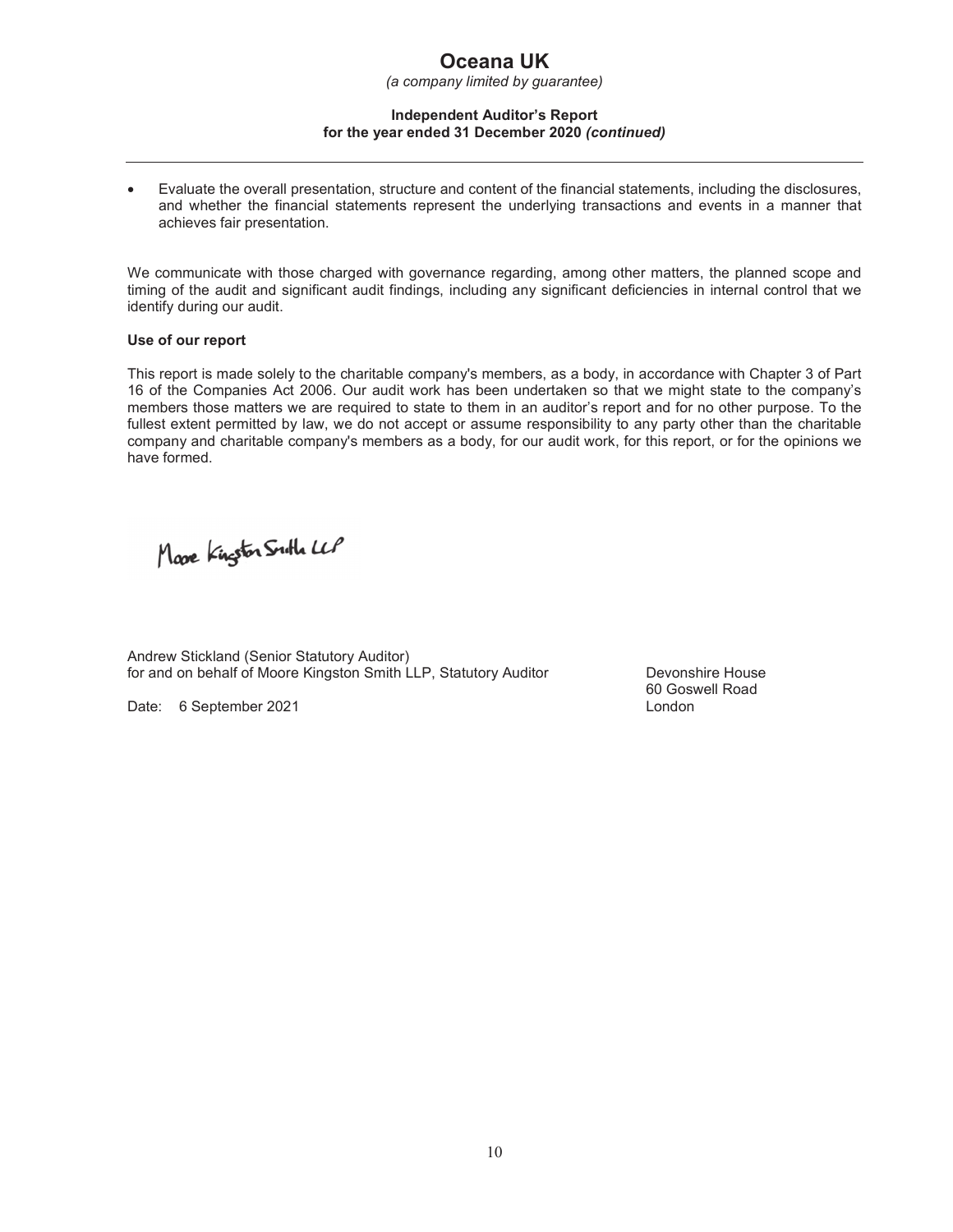- Evaluate the overall presentation, structure and content of the financial statements, including the disclosures, and whether the financial statements represent the underlying transactions and events in a manner that achieves fair presentation.

We communicate with those charged with governance regarding, among other matters, the planned scope and timing of the audit and significant audit findings, including any significant deficiencies in internal control that we identify during our audit.

**Use of our report**

This report is made solely to the charitable company's members, as a body, in accordance with Chapter 3 of Part 16 of the Companies Act 2006. Our audit work has been undertaken so that we might state to the company's members those matters we are required to state to them in an auditor's report and for no other purpose. To the fullest extent permitted by law, we do not accept or assume responsibility to any party other than the charitable company and charitable company's members as a body, for our audit work, for this report, or for the opinions we have formed.

Moore Kingston Smith LLP

Andrew Stickland (Senior Statutory Auditor)
for and on behalf of Moore Kingston Smith LLP, Statutory Auditor

Date: 6 September 2021

Devonshire House
60 Goswell Road
London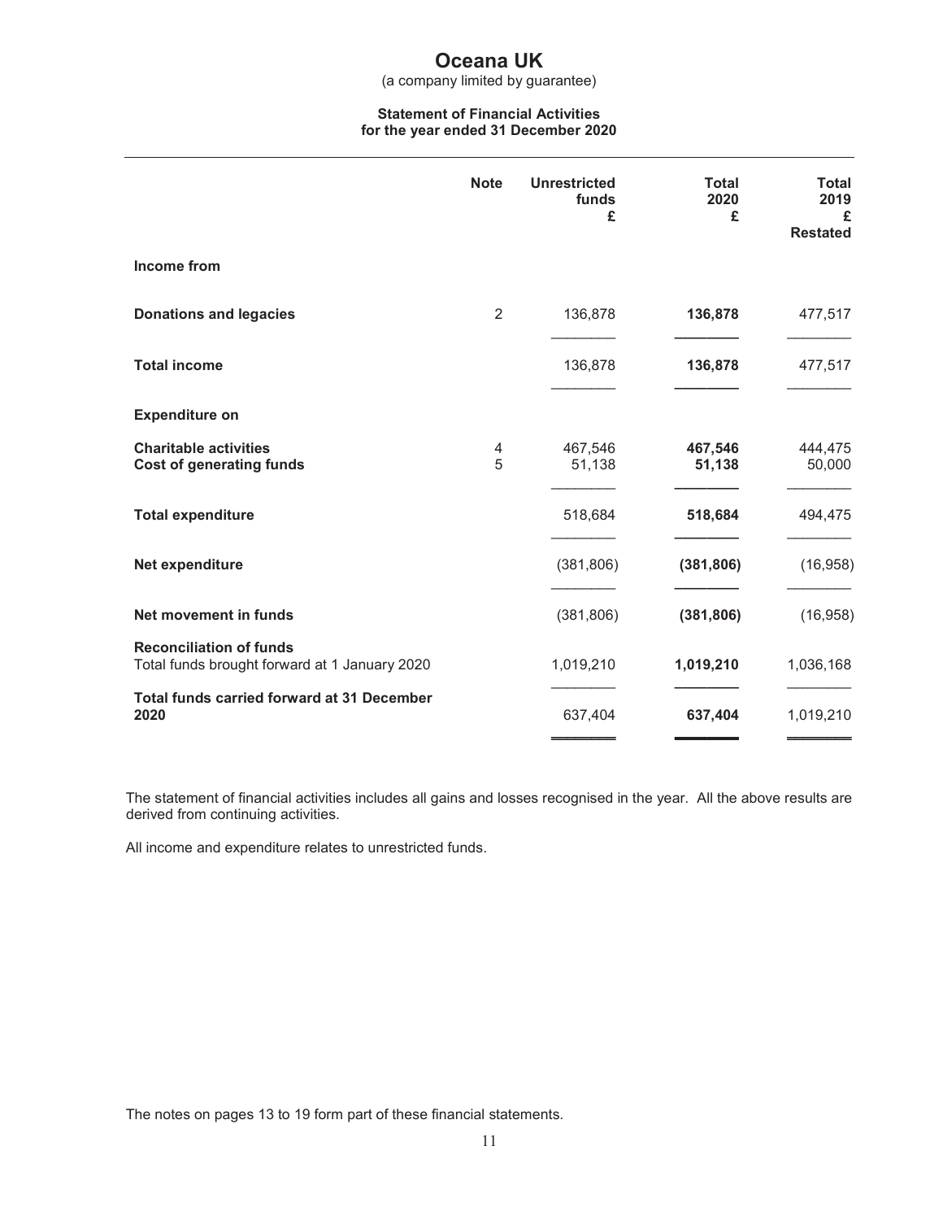# Oceana UK

(a company limited by guarantee)

**Statement of Financial Activities**
**for the year ended 31 December 2020**

| | Note | Unrestricted funds £ | Total 2020 £ | Total 2019 £ Restated |
|---|---|---|---|---|
| **Income from** | | | | |
| **Donations and legacies** | 2 | 136,878 | **136,878** | 477,517 |
| **Total income** | | 136,878 | **136,878** | 477,517 |
| **Expenditure on** | | | | |
| **Charitable activities** | 4 | 467,546 | **467,546** | 444,475 |
| **Cost of generating funds** | 5 | 51,138 | **51,138** | 50,000 |
| **Total expenditure** | | 518,684 | **518,684** | 494,475 |
| **Net expenditure** | | (381,806) | **(381,806)** | (16,958) |
| **Net movement in funds** | | (381,806) | **(381,806)** | (16,958) |
| **Reconciliation of funds** | | | | |
| Total funds brought forward at 1 January 2020 | | 1,019,210 | **1,019,210** | 1,036,168 |
| **Total funds carried forward at 31 December 2020** | | 637,404 | **637,404** | 1,019,210 |

The statement of financial activities includes all gains and losses recognised in the year. All the above results are derived from continuing activities.

All income and expenditure relates to unrestricted funds.

The notes on pages 13 to 19 form part of these financial statements.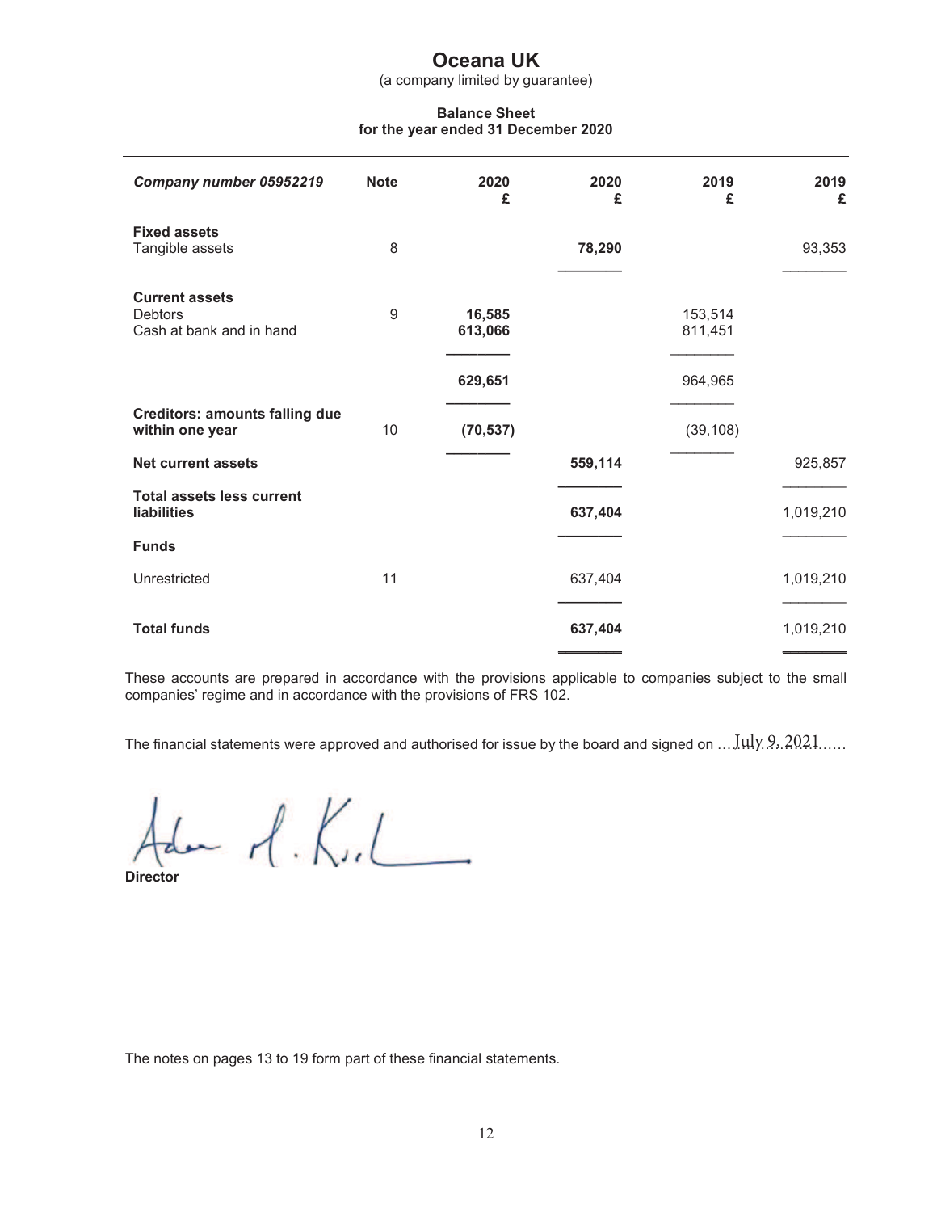# Oceana UK

(a company limited by guarantee)

## Balance Sheet
### for the year ended 31 December 2020

| *Company number 05952219* | Note | 2020 £ | 2020 £ | 2019 £ | 2019 £ |
|---|---|---|---|---|---|
| **Fixed assets** | | | | | |
| Tangible assets | 8 | | **78,290** | | 93,353 |
| **Current assets** | | | | | |
| Debtors | 9 | **16,585** | | 153,514 | |
| Cash at bank and in hand | | **613,066** | | 811,451 | |
| | | **629,651** | | 964,965 | |
| **Creditors: amounts falling due within one year** | 10 | **(70,537)** | | (39,108) | |
| **Net current assets** | | | **559,114** | | 925,857 |
| **Total assets less current liabilities** | | | **637,404** | | 1,019,210 |
| **Funds** | | | | | |
| Unrestricted | 11 | | 637,404 | | 1,019,210 |
| **Total funds** | | | **637,404** | | 1,019,210 |

These accounts are prepared in accordance with the provisions applicable to companies subject to the small companies' regime and in accordance with the provisions of FRS 102.

The financial statements were approved and authorised for issue by the board and signed on ...July 9, 2021......

Adam A. Kiel

**Director**

The notes on pages 13 to 19 form part of these financial statements.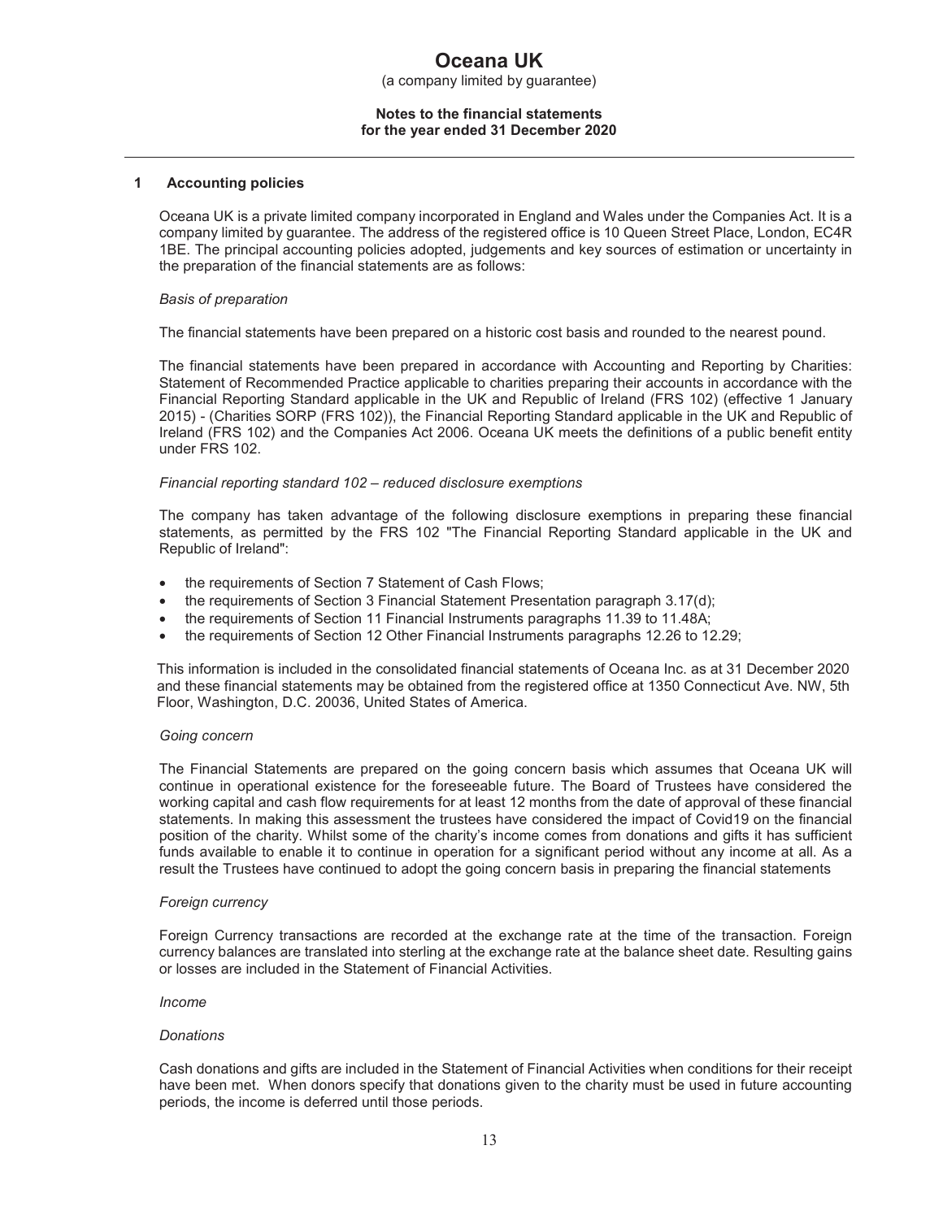# Oceana UK

(a company limited by guarantee)

**Notes to the financial statements for the year ended 31 December 2020**

## 1 Accounting policies

Oceana UK is a private limited company incorporated in England and Wales under the Companies Act. It is a company limited by guarantee. The address of the registered office is 10 Queen Street Place, London, EC4R 1BE. The principal accounting policies adopted, judgements and key sources of estimation or uncertainty in the preparation of the financial statements are as follows:

*Basis of preparation*

The financial statements have been prepared on a historic cost basis and rounded to the nearest pound.

The financial statements have been prepared in accordance with Accounting and Reporting by Charities: Statement of Recommended Practice applicable to charities preparing their accounts in accordance with the Financial Reporting Standard applicable in the UK and Republic of Ireland (FRS 102) (effective 1 January 2015) - (Charities SORP (FRS 102)), the Financial Reporting Standard applicable in the UK and Republic of Ireland (FRS 102) and the Companies Act 2006. Oceana UK meets the definitions of a public benefit entity under FRS 102.

*Financial reporting standard 102 – reduced disclosure exemptions*

The company has taken advantage of the following disclosure exemptions in preparing these financial statements, as permitted by the FRS 102 "The Financial Reporting Standard applicable in the UK and Republic of Ireland":

- the requirements of Section 7 Statement of Cash Flows;
- the requirements of Section 3 Financial Statement Presentation paragraph 3.17(d);
- the requirements of Section 11 Financial Instruments paragraphs 11.39 to 11.48A;
- the requirements of Section 12 Other Financial Instruments paragraphs 12.26 to 12.29;

This information is included in the consolidated financial statements of Oceana Inc. as at 31 December 2020 and these financial statements may be obtained from the registered office at 1350 Connecticut Ave. NW, 5th Floor, Washington, D.C. 20036, United States of America.

*Going concern*

The Financial Statements are prepared on the going concern basis which assumes that Oceana UK will continue in operational existence for the foreseeable future. The Board of Trustees have considered the working capital and cash flow requirements for at least 12 months from the date of approval of these financial statements. In making this assessment the trustees have considered the impact of Covid19 on the financial position of the charity. Whilst some of the charity's income comes from donations and gifts it has sufficient funds available to enable it to continue in operation for a significant period without any income at all. As a result the Trustees have continued to adopt the going concern basis in preparing the financial statements

*Foreign currency*

Foreign Currency transactions are recorded at the exchange rate at the time of the transaction. Foreign currency balances are translated into sterling at the exchange rate at the balance sheet date. Resulting gains or losses are included in the Statement of Financial Activities.

*Income*

*Donations*

Cash donations and gifts are included in the Statement of Financial Activities when conditions for their receipt have been met. When donors specify that donations given to the charity must be used in future accounting periods, the income is deferred until those periods.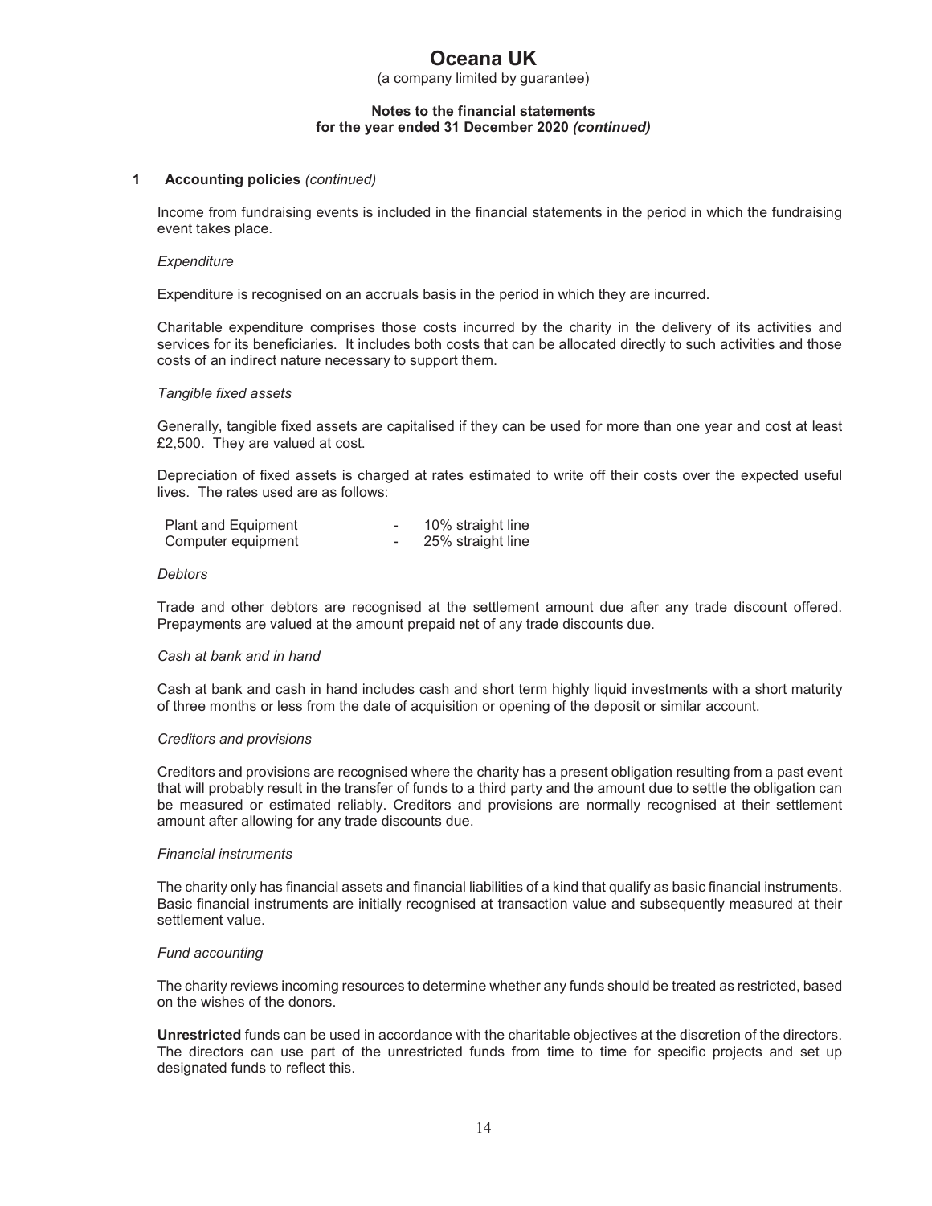## 1 Accounting policies *(continued)*

Income from fundraising events is included in the financial statements in the period in which the fundraising event takes place.

*Expenditure*

Expenditure is recognised on an accruals basis in the period in which they are incurred.

Charitable expenditure comprises those costs incurred by the charity in the delivery of its activities and services for its beneficiaries. It includes both costs that can be allocated directly to such activities and those costs of an indirect nature necessary to support them.

*Tangible fixed assets*

Generally, tangible fixed assets are capitalised if they can be used for more than one year and cost at least £2,500. They are valued at cost.

Depreciation of fixed assets is charged at rates estimated to write off their costs over the expected useful lives. The rates used are as follows:

| | | |
|---|---|---|
| Plant and Equipment | - | 10% straight line |
| Computer equipment | - | 25% straight line |

*Debtors*

Trade and other debtors are recognised at the settlement amount due after any trade discount offered. Prepayments are valued at the amount prepaid net of any trade discounts due.

*Cash at bank and in hand*

Cash at bank and cash in hand includes cash and short term highly liquid investments with a short maturity of three months or less from the date of acquisition or opening of the deposit or similar account.

*Creditors and provisions*

Creditors and provisions are recognised where the charity has a present obligation resulting from a past event that will probably result in the transfer of funds to a third party and the amount due to settle the obligation can be measured or estimated reliably. Creditors and provisions are normally recognised at their settlement amount after allowing for any trade discounts due.

*Financial instruments*

The charity only has financial assets and financial liabilities of a kind that qualify as basic financial instruments. Basic financial instruments are initially recognised at transaction value and subsequently measured at their settlement value.

*Fund accounting*

The charity reviews incoming resources to determine whether any funds should be treated as restricted, based on the wishes of the donors.

**Unrestricted** funds can be used in accordance with the charitable objectives at the discretion of the directors. The directors can use part of the unrestricted funds from time to time for specific projects and set up designated funds to reflect this.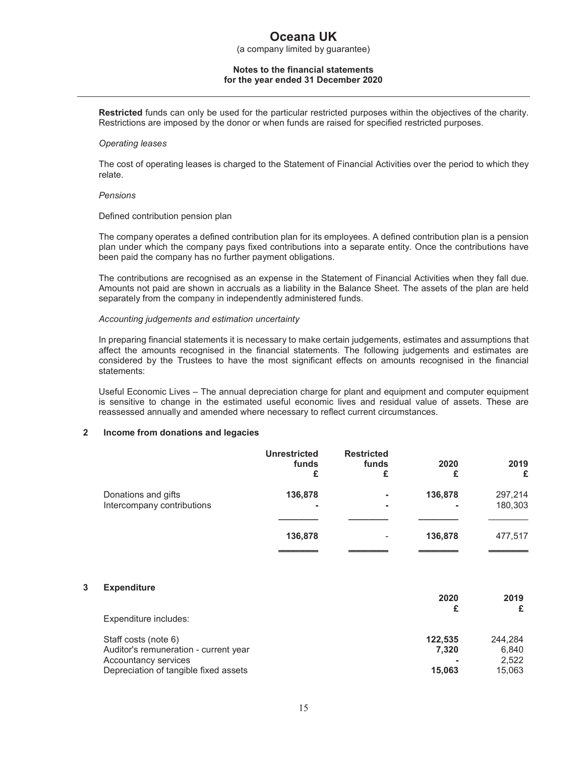**Restricted** funds can only be used for the particular restricted purposes within the objectives of the charity. Restrictions are imposed by the donor or when funds are raised for specified restricted purposes.

*Operating leases*

The cost of operating leases is charged to the Statement of Financial Activities over the period to which they relate.

*Pensions*

Defined contribution pension plan

The company operates a defined contribution plan for its employees. A defined contribution plan is a pension plan under which the company pays fixed contributions into a separate entity. Once the contributions have been paid the company has no further payment obligations.

The contributions are recognised as an expense in the Statement of Financial Activities when they fall due. Amounts not paid are shown in accruals as a liability in the Balance Sheet. The assets of the plan are held separately from the company in independently administered funds.

*Accounting judgements and estimation uncertainty*

In preparing financial statements it is necessary to make certain judgements, estimates and assumptions that affect the amounts recognised in the financial statements. The following judgements and estimates are considered by the Trustees to have the most significant effects on amounts recognised in the financial statements:

Useful Economic Lives – The annual depreciation charge for plant and equipment and computer equipment is sensitive to change in the estimated useful economic lives and residual value of assets. These are reassessed annually and amended where necessary to reflect current circumstances.

## 2 Income from donations and legacies

| | **Unrestricted funds £** | **Restricted funds £** | **2020 £** | **2019 £** |
|---|---|---|---|---|
| Donations and gifts | **136,878** | **-** | **136,878** | 297,214 |
| Intercompany contributions | **-** | **-** | **-** | 180,303 |
| | **136,878** | - | **136,878** | 477,517 |

## 3 Expenditure

| | **2020 £** | **2019 £** |
|---|---|---|
| Expenditure includes: | | |
| Staff costs (note 6) | **122,535** | 244,284 |
| Auditor's remuneration - current year | **7,320** | 6,840 |
| Accountancy services | **-** | 2,522 |
| Depreciation of tangible fixed assets | **15,063** | 15,063 |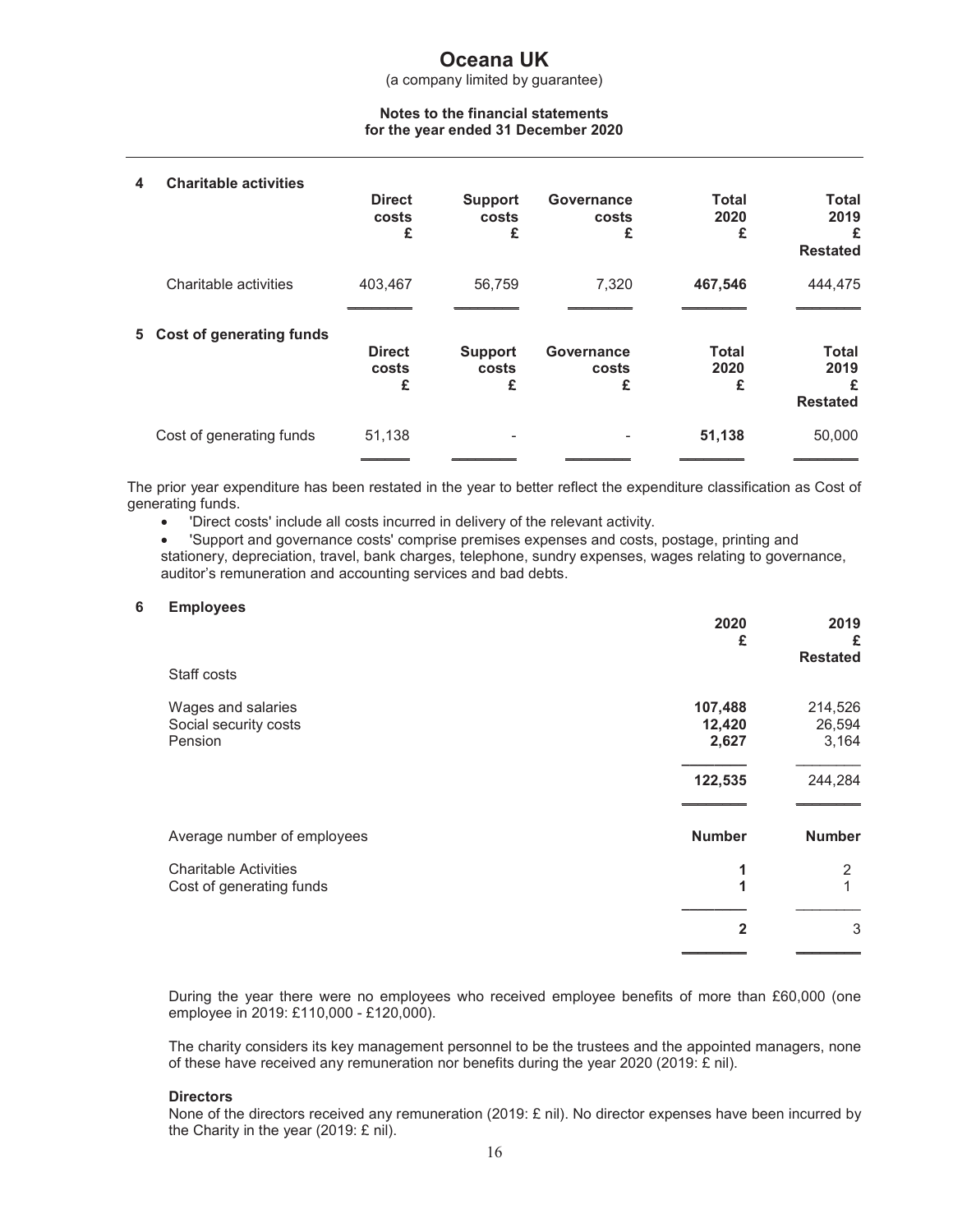# Oceana UK

(a company limited by guarantee)

**Notes to the financial statements**
**for the year ended 31 December 2020**

## 4 Charitable activities

| | Direct costs £ | Support costs £ | Governance costs £ | Total 2020 £ | Total 2019 £ Restated |
|---|---|---|---|---|---|
| Charitable activities | 403,467 | 56,759 | 7,320 | **467,546** | 444,475 |

## 5 Cost of generating funds

| | Direct costs £ | Support costs £ | Governance costs £ | Total 2020 £ | Total 2019 £ Restated |
|---|---|---|---|---|---|
| Cost of generating funds | 51,138 | - | - | **51,138** | 50,000 |

The prior year expenditure has been restated in the year to better reflect the expenditure classification as Cost of generating funds.

- 'Direct costs' include all costs incurred in delivery of the relevant activity.
- 'Support and governance costs' comprise premises expenses and costs, postage, printing and stationery, depreciation, travel, bank charges, telephone, sundry expenses, wages relating to governance, auditor's remuneration and accounting services and bad debts.

## 6 Employees

| | 2020 £ | 2019 £ Restated |
|---|---|---|
| Staff costs | | |
| Wages and salaries | **107,488** | 214,526 |
| Social security costs | **12,420** | 26,594 |
| Pension | **2,627** | 3,164 |
| | **122,535** | 244,284 |

| Average number of employees | Number | Number |
|---|---|---|
| Charitable Activities | **1** | 2 |
| Cost of generating funds | **1** | 1 |
| | **2** | 3 |

During the year there were no employees who received employee benefits of more than £60,000 (one employee in 2019: £110,000 - £120,000).

The charity considers its key management personnel to be the trustees and the appointed managers, none of these have received any remuneration nor benefits during the year 2020 (2019: £ nil).

**Directors**

None of the directors received any remuneration (2019: £ nil). No director expenses have been incurred by the Charity in the year (2019: £ nil).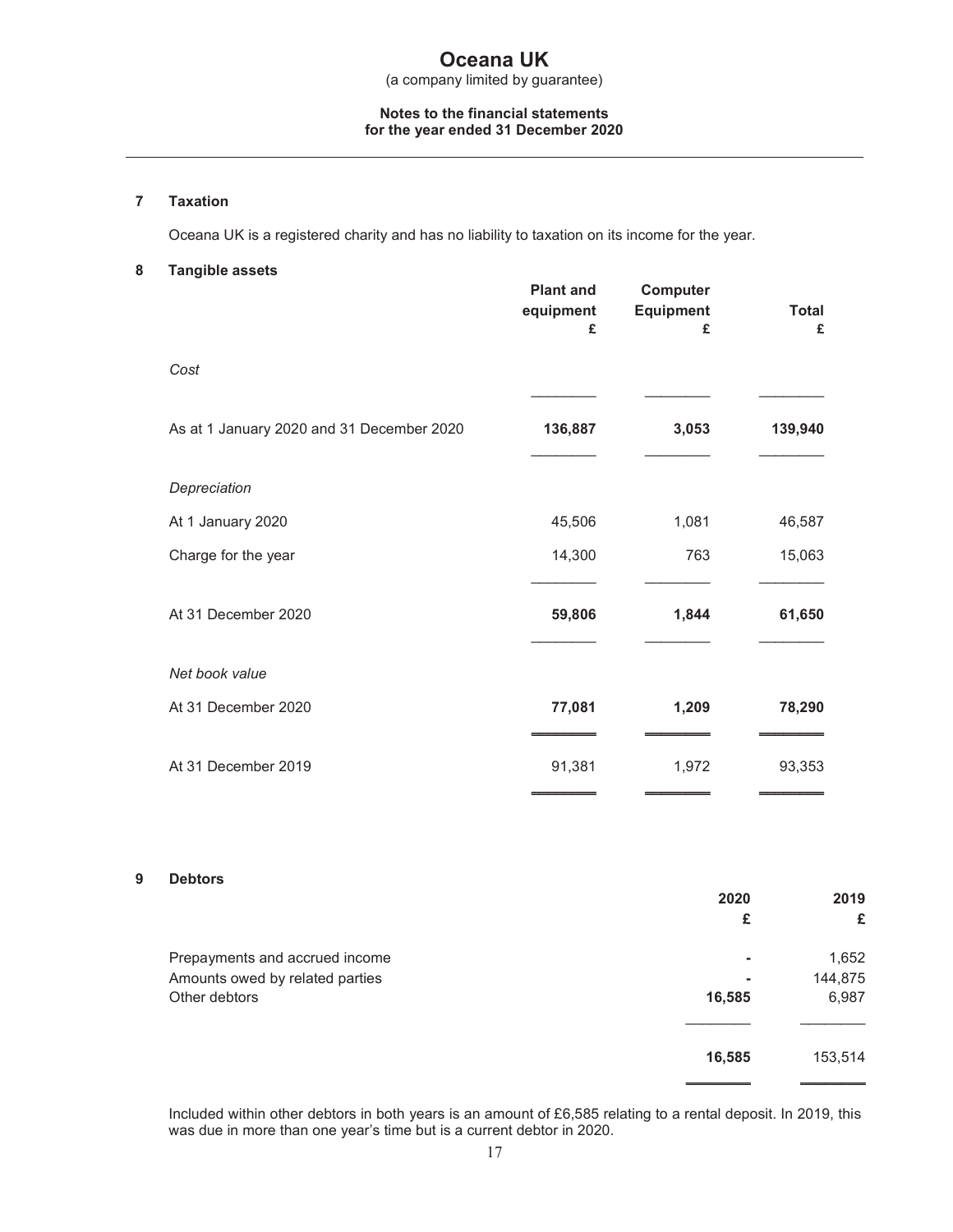## 7 Taxation

Oceana UK is a registered charity and has no liability to taxation on its income for the year.

## 8 Tangible assets

| | Plant and equipment £ | Computer Equipment £ | Total £ |
|---|---|---|---|
| *Cost* | | | |
| As at 1 January 2020 and 31 December 2020 | **136,887** | **3,053** | **139,940** |
| *Depreciation* | | | |
| At 1 January 2020 | 45,506 | 1,081 | 46,587 |
| Charge for the year | 14,300 | 763 | 15,063 |
| At 31 December 2020 | **59,806** | **1,844** | **61,650** |
| *Net book value* | | | |
| At 31 December 2020 | **77,081** | **1,209** | **78,290** |
| At 31 December 2019 | 91,381 | 1,972 | 93,353 |

## 9 Debtors

| | 2020 £ | 2019 £ |
|---|---|---|
| Prepayments and accrued income | - | 1,652 |
| Amounts owed by related parties | - | 144,875 |
| Other debtors | **16,585** | 6,987 |
| | **16,585** | 153,514 |

Included within other debtors in both years is an amount of £6,585 relating to a rental deposit. In 2019, this was due in more than one year's time but is a current debtor in 2020.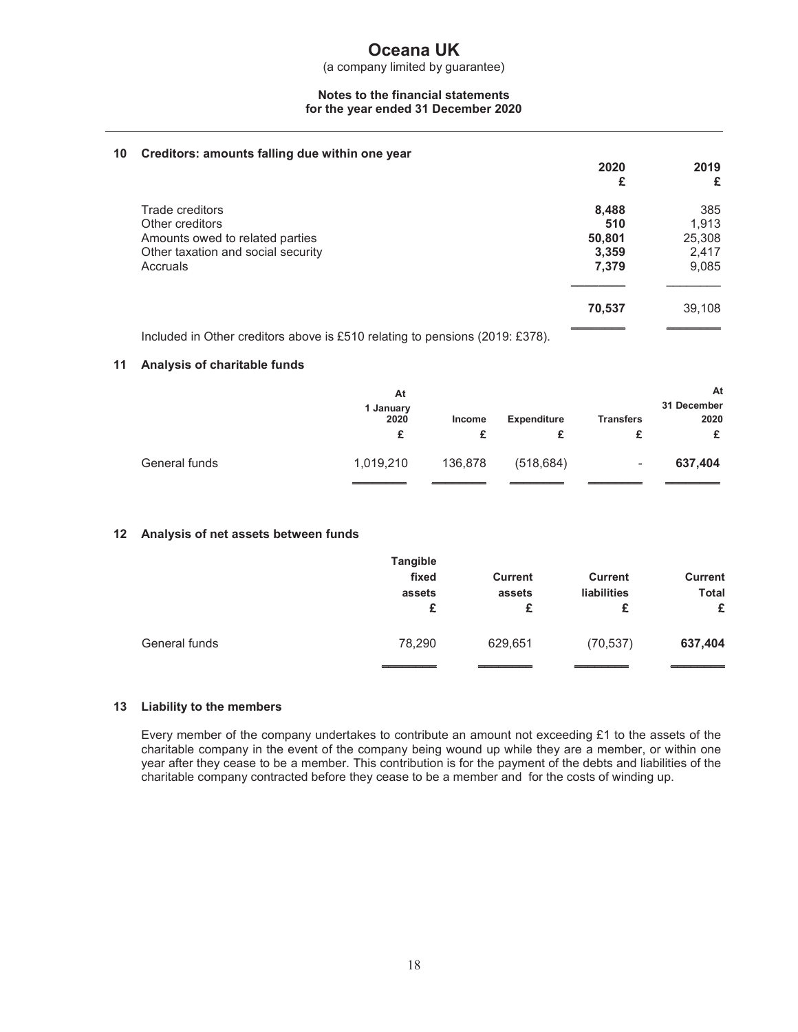# Oceana UK

(a company limited by guarantee)

**Notes to the financial statements**
**for the year ended 31 December 2020**

## 10 Creditors: amounts falling due within one year

| | 2020 £ | 2019 £ |
|---|---|---|
| Trade creditors | **8,488** | 385 |
| Other creditors | **510** | 1,913 |
| Amounts owed to related parties | **50,801** | 25,308 |
| Other taxation and social security | **3,359** | 2,417 |
| Accruals | **7,379** | 9,085 |
| | **70,537** | 39,108 |

Included in Other creditors above is £510 relating to pensions (2019: £378).

## 11 Analysis of charitable funds

| | At 1 January 2020 £ | Income £ | Expenditure £ | Transfers £ | At 31 December 2020 £ |
|---|---|---|---|---|---|
| General funds | 1,019,210 | 136,878 | (518,684) | - | **637,404** |

## 12 Analysis of net assets between funds

| | Tangible fixed assets £ | Current assets £ | Current liabilities £ | Current Total £ |
|---|---|---|---|---|
| General funds | 78,290 | 629,651 | (70,537) | **637,404** |

## 13 Liability to the members

Every member of the company undertakes to contribute an amount not exceeding £1 to the assets of the charitable company in the event of the company being wound up while they are a member, or within one year after they cease to be a member. This contribution is for the payment of the debts and liabilities of the charitable company contracted before they cease to be a member and for the costs of winding up.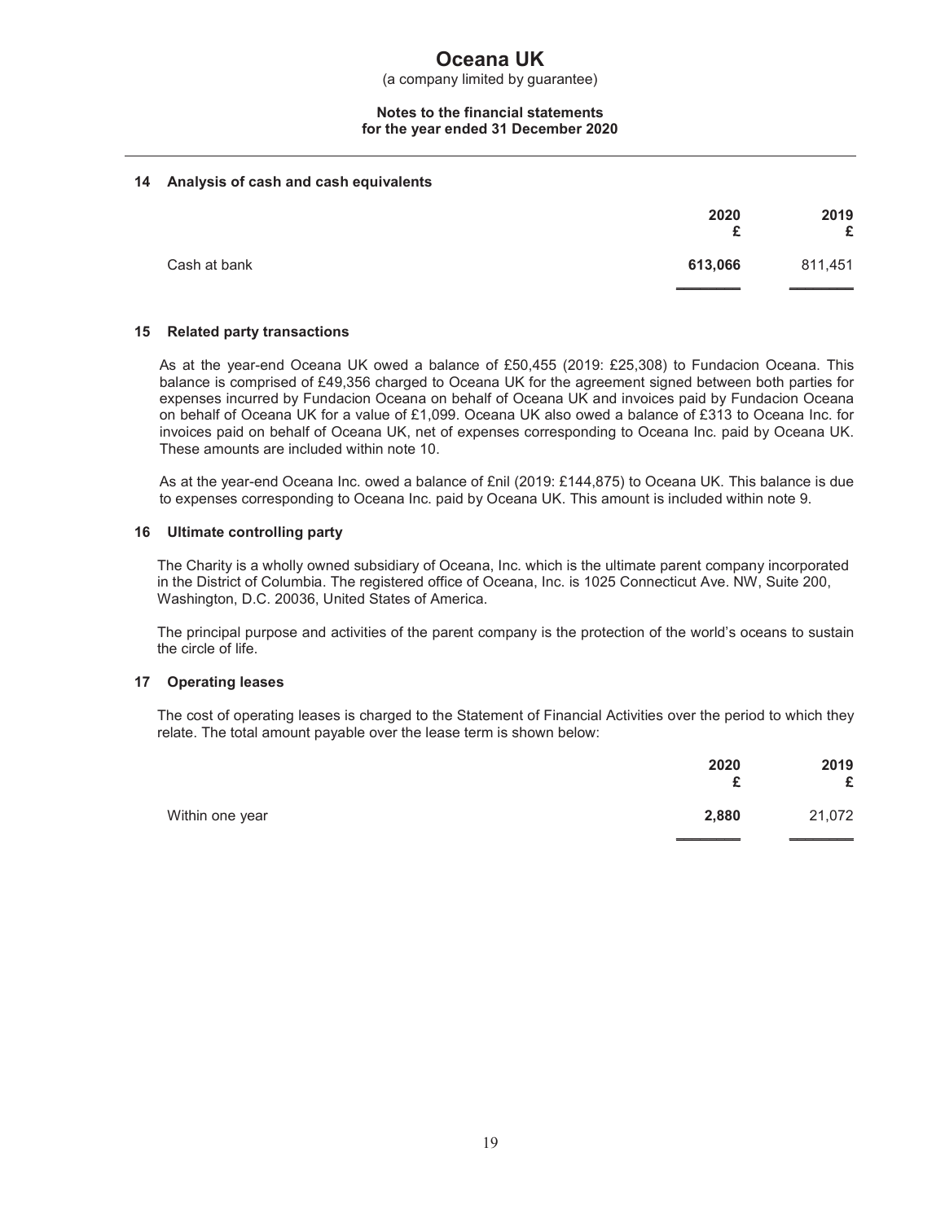## 14 Analysis of cash and cash equivalents

| | 2020 £ | 2019 £ |
|---|---|---|
| Cash at bank | **613,066** | 811,451 |

## 15 Related party transactions

As at the year-end Oceana UK owed a balance of £50,455 (2019: £25,308) to Fundacion Oceana. This balance is comprised of £49,356 charged to Oceana UK for the agreement signed between both parties for expenses incurred by Fundacion Oceana on behalf of Oceana UK and invoices paid by Fundacion Oceana on behalf of Oceana UK for a value of £1,099. Oceana UK also owed a balance of £313 to Oceana Inc. for invoices paid on behalf of Oceana UK, net of expenses corresponding to Oceana Inc. paid by Oceana UK. These amounts are included within note 10.

As at the year-end Oceana Inc. owed a balance of £nil (2019: £144,875) to Oceana UK. This balance is due to expenses corresponding to Oceana Inc. paid by Oceana UK. This amount is included within note 9.

## 16 Ultimate controlling party

The Charity is a wholly owned subsidiary of Oceana, Inc. which is the ultimate parent company incorporated in the District of Columbia. The registered office of Oceana, Inc. is 1025 Connecticut Ave. NW, Suite 200, Washington, D.C. 20036, United States of America.

The principal purpose and activities of the parent company is the protection of the world's oceans to sustain the circle of life.

## 17 Operating leases

The cost of operating leases is charged to the Statement of Financial Activities over the period to which they relate. The total amount payable over the lease term is shown below:

| | 2020 £ | 2019 £ |
|---|---|---|
| Within one year | **2,880** | 21,072 |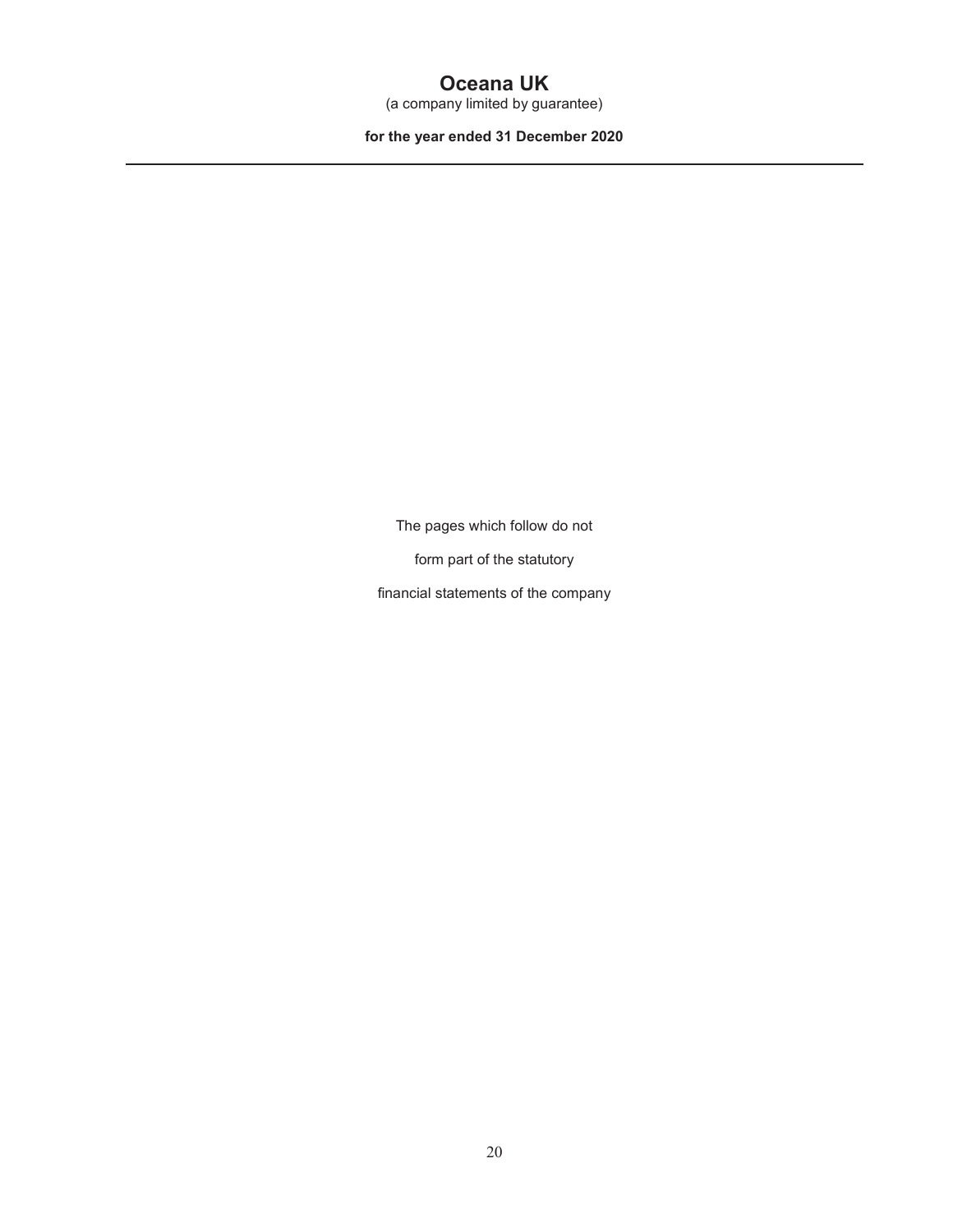# Oceana UK

(a company limited by guarantee)

**for the year ended 31 December 2020**

---

The pages which follow do not

form part of the statutory

financial statements of the company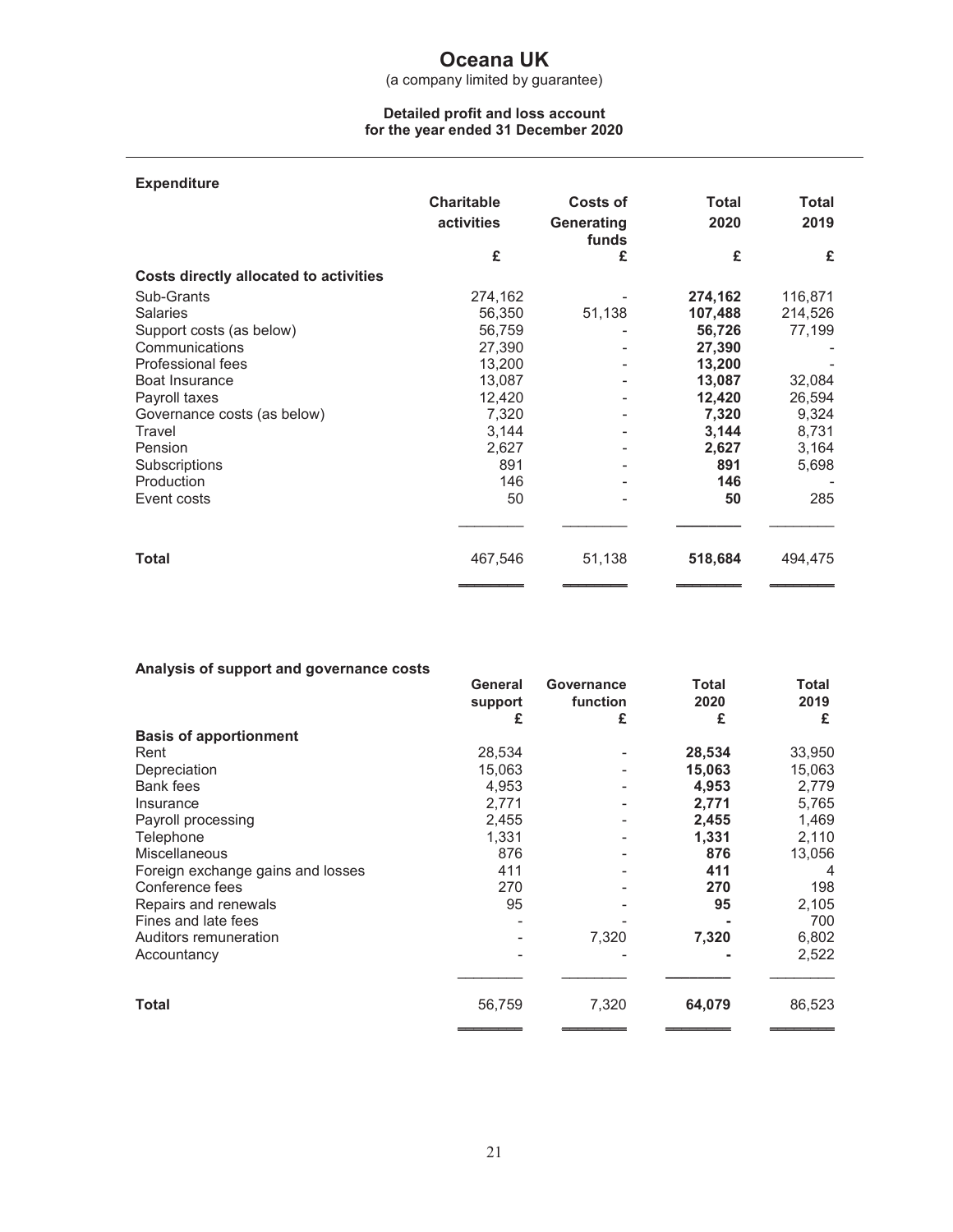# Oceana UK

(a company limited by guarantee)

**Detailed profit and loss account**
**for the year ended 31 December 2020**

**Expenditure**

| | Charitable activities | Costs of Generating funds | Total 2020 | Total 2019 |
|---|---|---|---|---|
| | £ | £ | £ | £ |
| **Costs directly allocated to activities** | | | | |
| Sub-Grants | 274,162 | - | **274,162** | 116,871 |
| Salaries | 56,350 | 51,138 | **107,488** | 214,526 |
| Support costs (as below) | 56,759 | - | **56,726** | 77,199 |
| Communications | 27,390 | - | **27,390** | - |
| Professional fees | 13,200 | - | **13,200** | - |
| Boat Insurance | 13,087 | - | **13,087** | 32,084 |
| Payroll taxes | 12,420 | - | **12,420** | 26,594 |
| Governance costs (as below) | 7,320 | - | **7,320** | 9,324 |
| Travel | 3,144 | - | **3,144** | 8,731 |
| Pension | 2,627 | - | **2,627** | 3,164 |
| Subscriptions | 891 | - | **891** | 5,698 |
| Production | 146 | - | **146** | - |
| Event costs | 50 | - | **50** | 285 |
| **Total** | 467,546 | 51,138 | **518,684** | 494,475 |

**Analysis of support and governance costs**

| | General support | Governance function | Total 2020 | Total 2019 |
|---|---|---|---|---|
| | £ | £ | £ | £ |
| **Basis of apportionment** | | | | |
| Rent | 28,534 | - | **28,534** | 33,950 |
| Depreciation | 15,063 | - | **15,063** | 15,063 |
| Bank fees | 4,953 | - | **4,953** | 2,779 |
| Insurance | 2,771 | - | **2,771** | 5,765 |
| Payroll processing | 2,455 | - | **2,455** | 1,469 |
| Telephone | 1,331 | - | **1,331** | 2,110 |
| Miscellaneous | 876 | - | **876** | 13,056 |
| Foreign exchange gains and losses | 411 | - | **411** | 4 |
| Conference fees | 270 | - | **270** | 198 |
| Repairs and renewals | 95 | - | **95** | 2,105 |
| Fines and late fees | - | - | **-** | 700 |
| Auditors remuneration | - | 7,320 | **7,320** | 6,802 |
| Accountancy | - | - | **-** | 2,522 |
| **Total** | 56,759 | 7,320 | **64,079** | 86,523 |